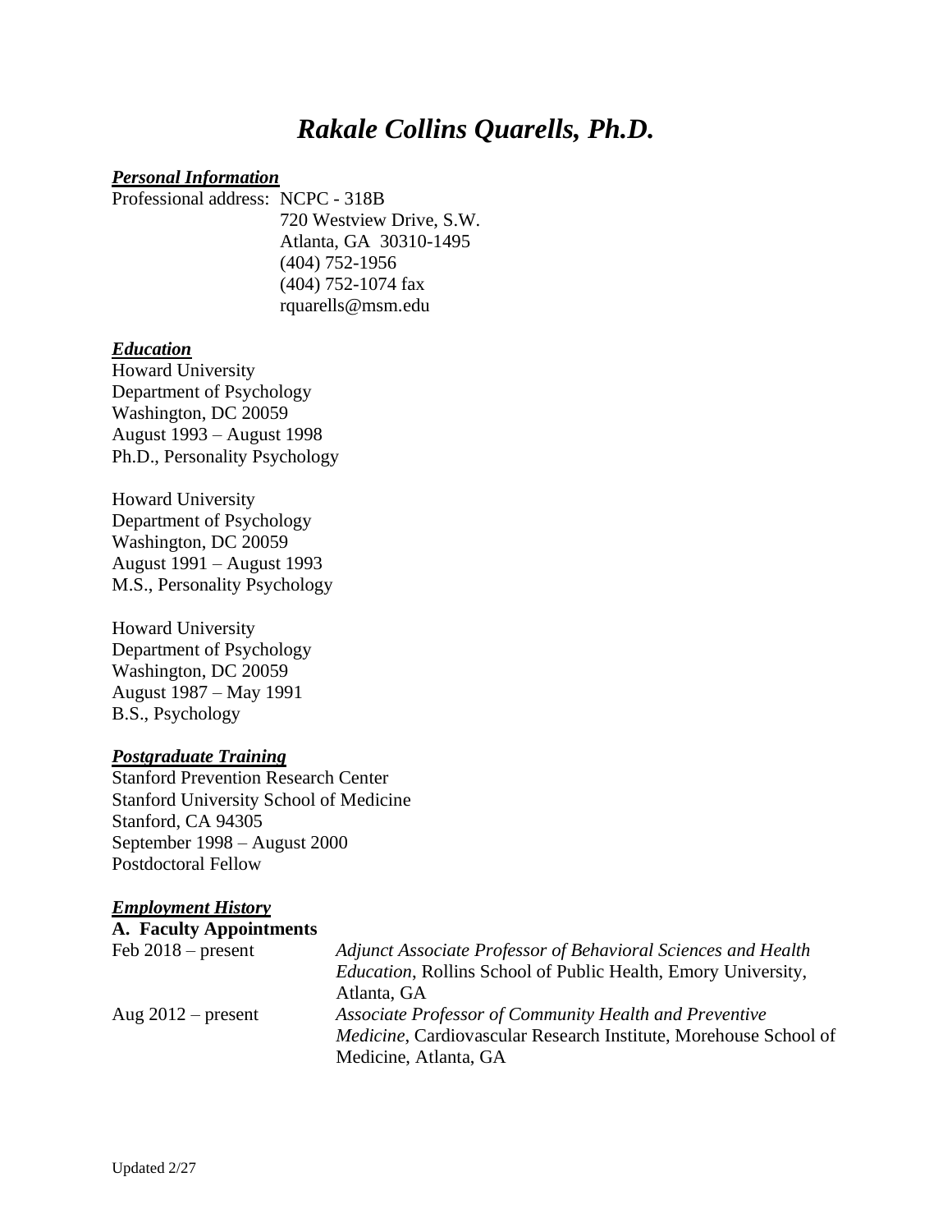# *Rakale Collins Quarells, Ph.D.*

## ***Personal Information***

Professional address: NCPC - 318B
720 Westview Drive, S.W.
Atlanta, GA 30310-1495
(404) 752-1956
(404) 752-1074 fax
rquarells@msm.edu

## ***Education***

Howard University
Department of Psychology
Washington, DC 20059
August 1993 – August 1998
Ph.D., Personality Psychology

Howard University
Department of Psychology
Washington, DC 20059
August 1991 – August 1993
M.S., Personality Psychology

Howard University
Department of Psychology
Washington, DC 20059
August 1987 – May 1991
B.S., Psychology

## ***Postgraduate Training***

Stanford Prevention Research Center
Stanford University School of Medicine
Stanford, CA 94305
September 1998 – August 2000
Postdoctoral Fellow

## ***Employment History***

**A. Faculty Appointments**

| | |
|---|---|
| Feb 2018 – present | *Adjunct Associate Professor of Behavioral Sciences and Health Education*, Rollins School of Public Health, Emory University, Atlanta, GA |
| Aug 2012 – present | *Associate Professor of Community Health and Preventive Medicine*, Cardiovascular Research Institute, Morehouse School of Medicine, Atlanta, GA |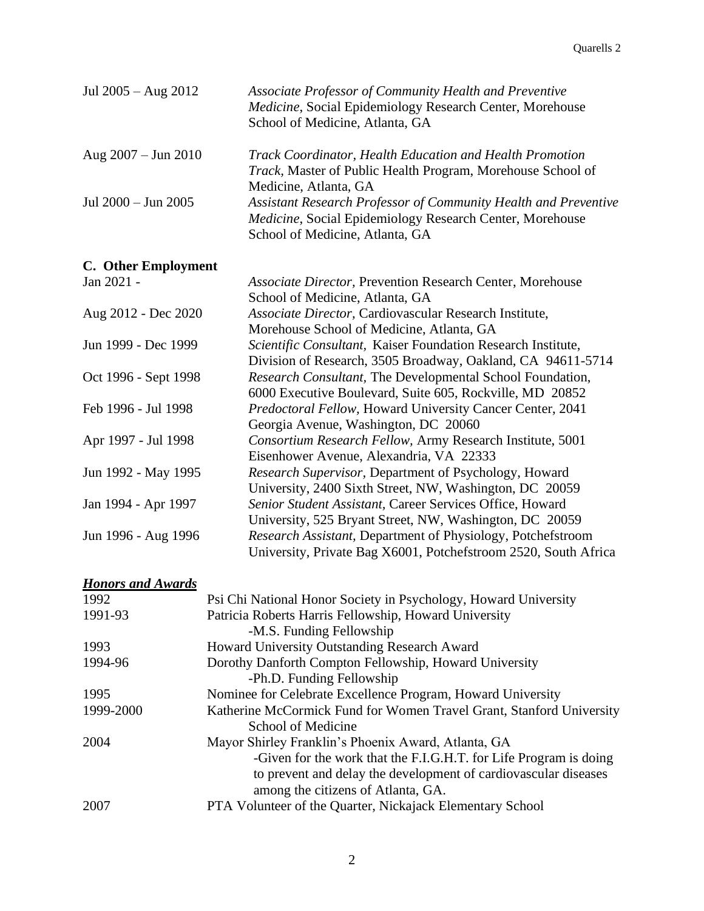Jul 2005 – Aug 2012 *Associate Professor of Community Health and Preventive Medicine*, Social Epidemiology Research Center, Morehouse School of Medicine, Atlanta, GA

Aug 2007 – Jun 2010 *Track Coordinator, Health Education and Health Promotion Track*, Master of Public Health Program, Morehouse School of Medicine, Atlanta, GA

Jul 2000 – Jun 2005 *Assistant Research Professor of Community Health and Preventive Medicine*, Social Epidemiology Research Center, Morehouse School of Medicine, Atlanta, GA

**C. Other Employment**

Jan 2021 - *Associate Director*, Prevention Research Center, Morehouse School of Medicine, Atlanta, GA

Aug 2012 - Dec 2020 *Associate Director,* Cardiovascular Research Institute, Morehouse School of Medicine, Atlanta, GA

Jun 1999 - Dec 1999 *Scientific Consultant*, Kaiser Foundation Research Institute, Division of Research, 3505 Broadway, Oakland, CA 94611-5714

Oct 1996 - Sept 1998 *Research Consultant,* The Developmental School Foundation, 6000 Executive Boulevard, Suite 605, Rockville, MD 20852

Feb 1996 - Jul 1998 *Predoctoral Fellow,* Howard University Cancer Center, 2041 Georgia Avenue, Washington, DC 20060

Apr 1997 - Jul 1998 *Consortium Research Fellow,* Army Research Institute, 5001 Eisenhower Avenue, Alexandria, VA 22333

Jun 1992 - May 1995 *Research Supervisor*, Department of Psychology, Howard University, 2400 Sixth Street, NW, Washington, DC 20059

Jan 1994 - Apr 1997 *Senior Student Assistant,* Career Services Office, Howard University, 525 Bryant Street, NW, Washington, DC 20059

Jun 1996 - Aug 1996 *Research Assistant*, Department of Physiology, Potchefstroom University, Private Bag X6001, Potchefstroom 2520, South Africa

***Honors and Awards***

1992 Psi Chi National Honor Society in Psychology, Howard University

1991-93 Patricia Roberts Harris Fellowship, Howard University
-M.S. Funding Fellowship

1993 Howard University Outstanding Research Award

1994-96 Dorothy Danforth Compton Fellowship, Howard University
-Ph.D. Funding Fellowship

1995 Nominee for Celebrate Excellence Program, Howard University

1999-2000 Katherine McCormick Fund for Women Travel Grant, Stanford University School of Medicine

2004 Mayor Shirley Franklin's Phoenix Award, Atlanta, GA
-Given for the work that the F.I.G.H.T. for Life Program is doing to prevent and delay the development of cardiovascular diseases among the citizens of Atlanta, GA.

2007 PTA Volunteer of the Quarter, Nickajack Elementary School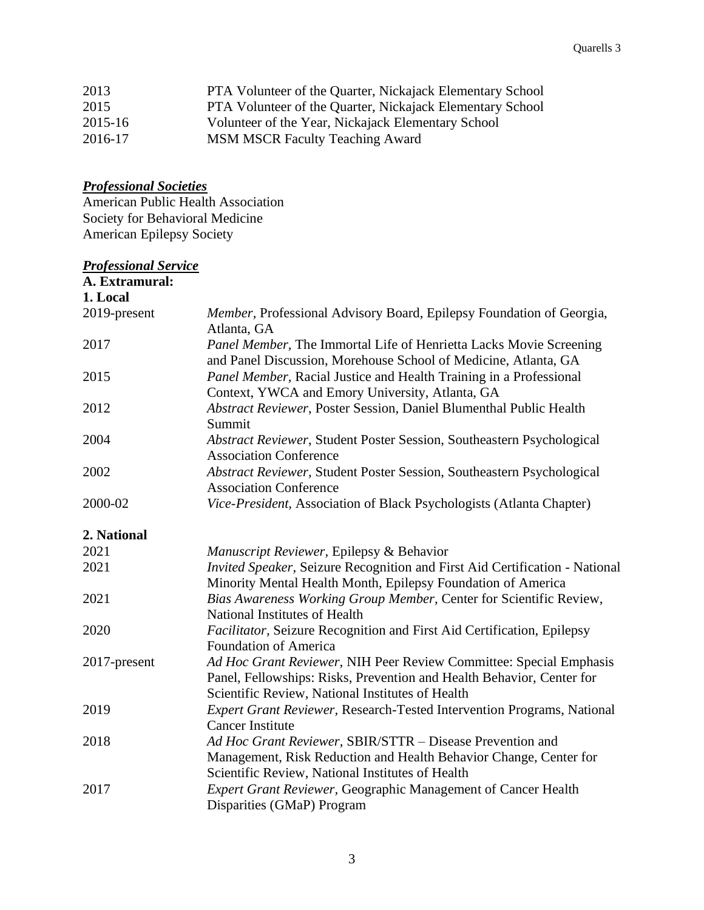| | |
|---|---|
| 2013 | PTA Volunteer of the Quarter, Nickajack Elementary School |
| 2015 | PTA Volunteer of the Quarter, Nickajack Elementary School |
| 2015-16 | Volunteer of the Year, Nickajack Elementary School |
| 2016-17 | MSM MSCR Faculty Teaching Award |

***Professional Societies***

American Public Health Association
Society for Behavioral Medicine
American Epilepsy Society

***Professional Service***

**A. Extramural:**

**1. Local**

| | |
|---|---|
| 2019-present | *Member,* Professional Advisory Board, Epilepsy Foundation of Georgia, Atlanta, GA |
| 2017 | *Panel Member,* The Immortal Life of Henrietta Lacks Movie Screening and Panel Discussion, Morehouse School of Medicine, Atlanta, GA |
| 2015 | *Panel Member,* Racial Justice and Health Training in a Professional Context, YWCA and Emory University, Atlanta, GA |
| 2012 | *Abstract Reviewer*, Poster Session, Daniel Blumenthal Public Health Summit |
| 2004 | *Abstract Reviewer*, Student Poster Session, Southeastern Psychological Association Conference |
| 2002 | *Abstract Reviewer,* Student Poster Session, Southeastern Psychological Association Conference |
| 2000-02 | *Vice-President,* Association of Black Psychologists (Atlanta Chapter) |

**2. National**

| | |
|---|---|
| 2021 | *Manuscript Reviewer,* Epilepsy & Behavior |
| 2021 | *Invited Speaker,* Seizure Recognition and First Aid Certification - National Minority Mental Health Month, Epilepsy Foundation of America |
| 2021 | *Bias Awareness Working Group Member,* Center for Scientific Review, National Institutes of Health |
| 2020 | *Facilitator,* Seizure Recognition and First Aid Certification, Epilepsy Foundation of America |
| 2017-present | *Ad Hoc Grant Reviewer,* NIH Peer Review Committee: Special Emphasis Panel, Fellowships: Risks, Prevention and Health Behavior, Center for Scientific Review, National Institutes of Health |
| 2019 | *Expert Grant Reviewer,* Research-Tested Intervention Programs, National Cancer Institute |
| 2018 | *Ad Hoc Grant Reviewer,* SBIR/STTR – Disease Prevention and Management, Risk Reduction and Health Behavior Change, Center for Scientific Review, National Institutes of Health |
| 2017 | *Expert Grant Reviewer,* Geographic Management of Cancer Health Disparities (GMaP) Program |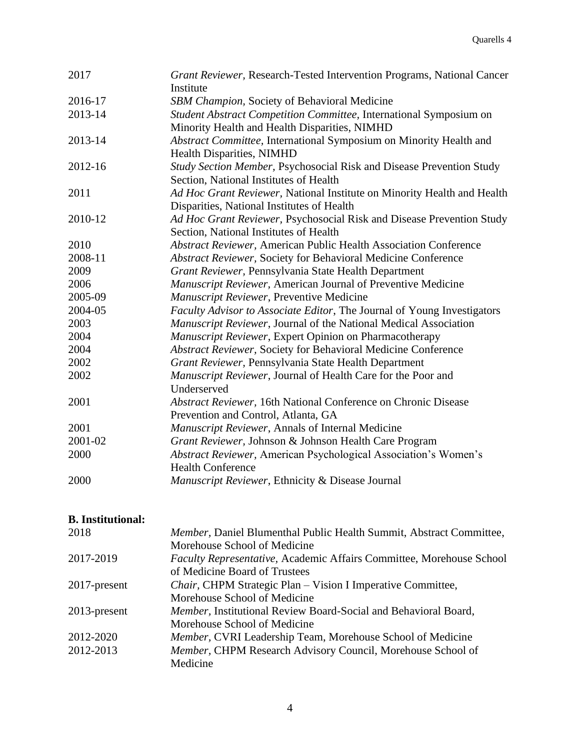| | |
|---|---|
| 2017 | *Grant Reviewer,* Research-Tested Intervention Programs, National Cancer Institute |
| 2016-17 | *SBM Champion*, Society of Behavioral Medicine |
| 2013-14 | *Student Abstract Competition Committee*, International Symposium on Minority Health and Health Disparities, NIMHD |
| 2013-14 | *Abstract Committee,* International Symposium on Minority Health and Health Disparities, NIMHD |
| 2012-16 | *Study Section Member,* Psychosocial Risk and Disease Prevention Study Section, National Institutes of Health |
| 2011 | *Ad Hoc Grant Reviewer,* National Institute on Minority Health and Health Disparities, National Institutes of Health |
| 2010-12 | *Ad Hoc Grant Reviewer,* Psychosocial Risk and Disease Prevention Study Section, National Institutes of Health |
| 2010 | *Abstract Reviewer,* American Public Health Association Conference |
| 2008-11 | *Abstract Reviewer,* Society for Behavioral Medicine Conference |
| 2009 | *Grant Reviewer,* Pennsylvania State Health Department |
| 2006 | *Manuscript Reviewer,* American Journal of Preventive Medicine |
| 2005-09 | *Manuscript Reviewer*, Preventive Medicine |
| 2004-05 | *Faculty Advisor to Associate Editor*, The Journal of Young Investigators |
| 2003 | *Manuscript Reviewer*, Journal of the National Medical Association |
| 2004 | *Manuscript Reviewer*, Expert Opinion on Pharmacotherapy |
| 2004 | *Abstract Reviewer,* Society for Behavioral Medicine Conference |
| 2002 | *Grant Reviewer,* Pennsylvania State Health Department |
| 2002 | *Manuscript Reviewer*, Journal of Health Care for the Poor and Underserved |
| 2001 | *Abstract Reviewer,* 16th National Conference on Chronic Disease Prevention and Control, Atlanta, GA |
| 2001 | *Manuscript Reviewer*, Annals of Internal Medicine |
| 2001-02 | *Grant Reviewer,* Johnson & Johnson Health Care Program |
| 2000 | *Abstract Reviewer,* American Psychological Association's Women's Health Conference |
| 2000 | *Manuscript Reviewer*, Ethnicity & Disease Journal |

**B. Institutional:**

| | |
|---|---|
| 2018 | *Member,* Daniel Blumenthal Public Health Summit, Abstract Committee, Morehouse School of Medicine |
| 2017-2019 | *Faculty Representative,* Academic Affairs Committee, Morehouse School of Medicine Board of Trustees |
| 2017-present | *Chair,* CHPM Strategic Plan – Vision I Imperative Committee, Morehouse School of Medicine |
| 2013-present | *Member,* Institutional Review Board-Social and Behavioral Board, Morehouse School of Medicine |
| 2012-2020 | *Member,* CVRI Leadership Team, Morehouse School of Medicine |
| 2012-2013 | *Member,* CHPM Research Advisory Council, Morehouse School of Medicine |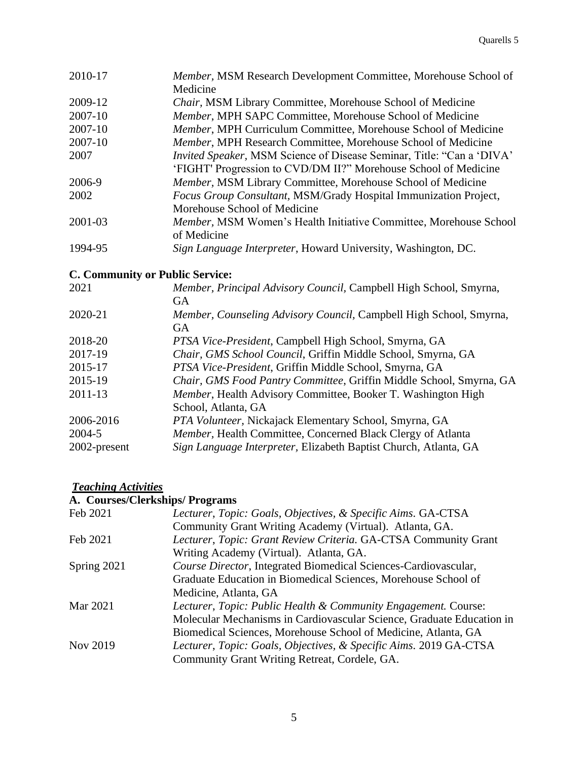| | |
|---|---|
| 2010-17 | *Member*, MSM Research Development Committee, Morehouse School of Medicine |
| 2009-12 | *Chair*, MSM Library Committee, Morehouse School of Medicine |
| 2007-10 | *Member*, MPH SAPC Committee, Morehouse School of Medicine |
| 2007-10 | *Member*, MPH Curriculum Committee, Morehouse School of Medicine |
| 2007-10 | *Member*, MPH Research Committee, Morehouse School of Medicine |
| 2007 | *Invited Speaker*, MSM Science of Disease Seminar, Title: "Can a 'DIVA' 'FIGHT' Progression to CVD/DM II?" Morehouse School of Medicine |
| 2006-9 | *Member*, MSM Library Committee, Morehouse School of Medicine |
| 2002 | *Focus Group Consultant*, MSM/Grady Hospital Immunization Project, Morehouse School of Medicine |
| 2001-03 | *Member*, MSM Women's Health Initiative Committee, Morehouse School of Medicine |
| 1994-95 | *Sign Language Interpreter*, Howard University, Washington, DC. |

**C. Community or Public Service:**

| | |
|---|---|
| 2021 | *Member, Principal Advisory Council*, Campbell High School, Smyrna, GA |
| 2020-21 | *Member, Counseling Advisory Council*, Campbell High School, Smyrna, GA |
| 2018-20 | *PTSA Vice-President*, Campbell High School, Smyrna, GA |
| 2017-19 | *Chair, GMS School Council*, Griffin Middle School, Smyrna, GA |
| 2015-17 | *PTSA Vice-President*, Griffin Middle School, Smyrna, GA |
| 2015-19 | *Chair, GMS Food Pantry Committee*, Griffin Middle School, Smyrna, GA |
| 2011-13 | *Member*, Health Advisory Committee, Booker T. Washington High School, Atlanta, GA |
| 2006-2016 | *PTA Volunteer*, Nickajack Elementary School, Smyrna, GA |
| 2004-5 | *Member*, Health Committee, Concerned Black Clergy of Atlanta |
| 2002-present | *Sign Language Interpreter*, Elizabeth Baptist Church, Atlanta, GA |

***Teaching Activities***

**A. Courses/Clerkships/ Programs**

| | |
|---|---|
| Feb 2021 | *Lecturer, Topic: Goals, Objectives, & Specific Aims.* GA-CTSA Community Grant Writing Academy (Virtual). Atlanta, GA. |
| Feb 2021 | *Lecturer, Topic: Grant Review Criteria.* GA-CTSA Community Grant Writing Academy (Virtual). Atlanta, GA. |
| Spring 2021 | *Course Director*, Integrated Biomedical Sciences-Cardiovascular, Graduate Education in Biomedical Sciences, Morehouse School of Medicine, Atlanta, GA |
| Mar 2021 | *Lecturer, Topic: Public Health & Community Engagement.* Course: Molecular Mechanisms in Cardiovascular Science, Graduate Education in Biomedical Sciences, Morehouse School of Medicine, Atlanta, GA |
| Nov 2019 | *Lecturer, Topic: Goals, Objectives, & Specific Aims.* 2019 GA-CTSA Community Grant Writing Retreat, Cordele, GA. |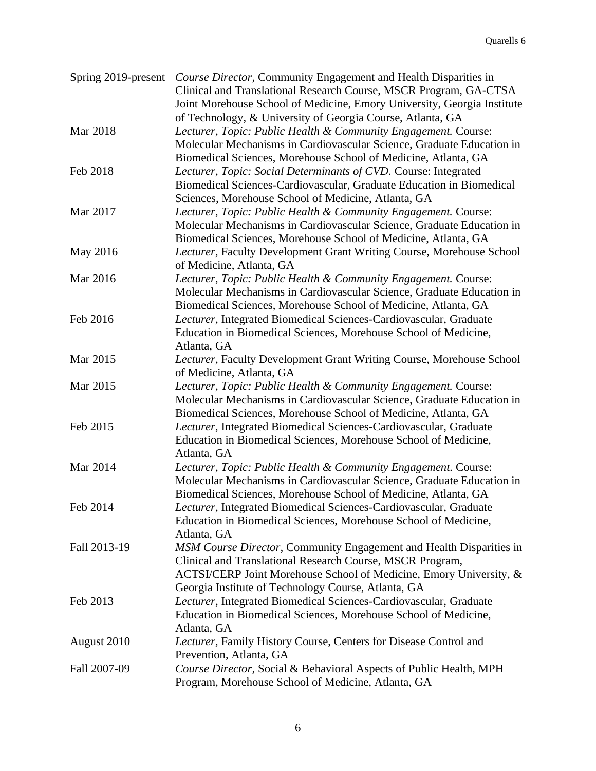| | |
|---|---|
| Spring 2019-present | *Course Director*, Community Engagement and Health Disparities in Clinical and Translational Research Course, MSCR Program, GA-CTSA Joint Morehouse School of Medicine, Emory University, Georgia Institute of Technology, & University of Georgia Course, Atlanta, GA |
| Mar 2018 | *Lecturer*, *Topic: Public Health & Community Engagement.* Course: Molecular Mechanisms in Cardiovascular Science, Graduate Education in Biomedical Sciences, Morehouse School of Medicine, Atlanta, GA |
| Feb 2018 | *Lecturer*, *Topic: Social Determinants of CVD.* Course: Integrated Biomedical Sciences-Cardiovascular, Graduate Education in Biomedical Sciences, Morehouse School of Medicine, Atlanta, GA |
| Mar 2017 | *Lecturer*, *Topic: Public Health & Community Engagement.* Course: Molecular Mechanisms in Cardiovascular Science, Graduate Education in Biomedical Sciences, Morehouse School of Medicine, Atlanta, GA |
| May 2016 | *Lecturer*, Faculty Development Grant Writing Course, Morehouse School of Medicine, Atlanta, GA |
| Mar 2016 | *Lecturer*, *Topic: Public Health & Community Engagement.* Course: Molecular Mechanisms in Cardiovascular Science, Graduate Education in Biomedical Sciences, Morehouse School of Medicine, Atlanta, GA |
| Feb 2016 | *Lecturer*, Integrated Biomedical Sciences-Cardiovascular, Graduate Education in Biomedical Sciences, Morehouse School of Medicine, Atlanta, GA |
| Mar 2015 | *Lecturer*, Faculty Development Grant Writing Course, Morehouse School of Medicine, Atlanta, GA |
| Mar 2015 | *Lecturer*, *Topic: Public Health & Community Engagement.* Course: Molecular Mechanisms in Cardiovascular Science, Graduate Education in Biomedical Sciences, Morehouse School of Medicine, Atlanta, GA |
| Feb 2015 | *Lecturer*, Integrated Biomedical Sciences-Cardiovascular, Graduate Education in Biomedical Sciences, Morehouse School of Medicine, Atlanta, GA |
| Mar 2014 | *Lecturer*, *Topic: Public Health & Community Engagement*. Course: Molecular Mechanisms in Cardiovascular Science, Graduate Education in Biomedical Sciences, Morehouse School of Medicine, Atlanta, GA |
| Feb 2014 | *Lecturer*, Integrated Biomedical Sciences-Cardiovascular, Graduate Education in Biomedical Sciences, Morehouse School of Medicine, Atlanta, GA |
| Fall 2013-19 | *MSM Course Director*, Community Engagement and Health Disparities in Clinical and Translational Research Course, MSCR Program, ACTSI/CERP Joint Morehouse School of Medicine, Emory University, & Georgia Institute of Technology Course, Atlanta, GA |
| Feb 2013 | *Lecturer*, Integrated Biomedical Sciences-Cardiovascular, Graduate Education in Biomedical Sciences, Morehouse School of Medicine, Atlanta, GA |
| August 2010 | *Lecturer*, Family History Course, Centers for Disease Control and Prevention, Atlanta, GA |
| Fall 2007-09 | *Course Director*, Social & Behavioral Aspects of Public Health, MPH Program, Morehouse School of Medicine, Atlanta, GA |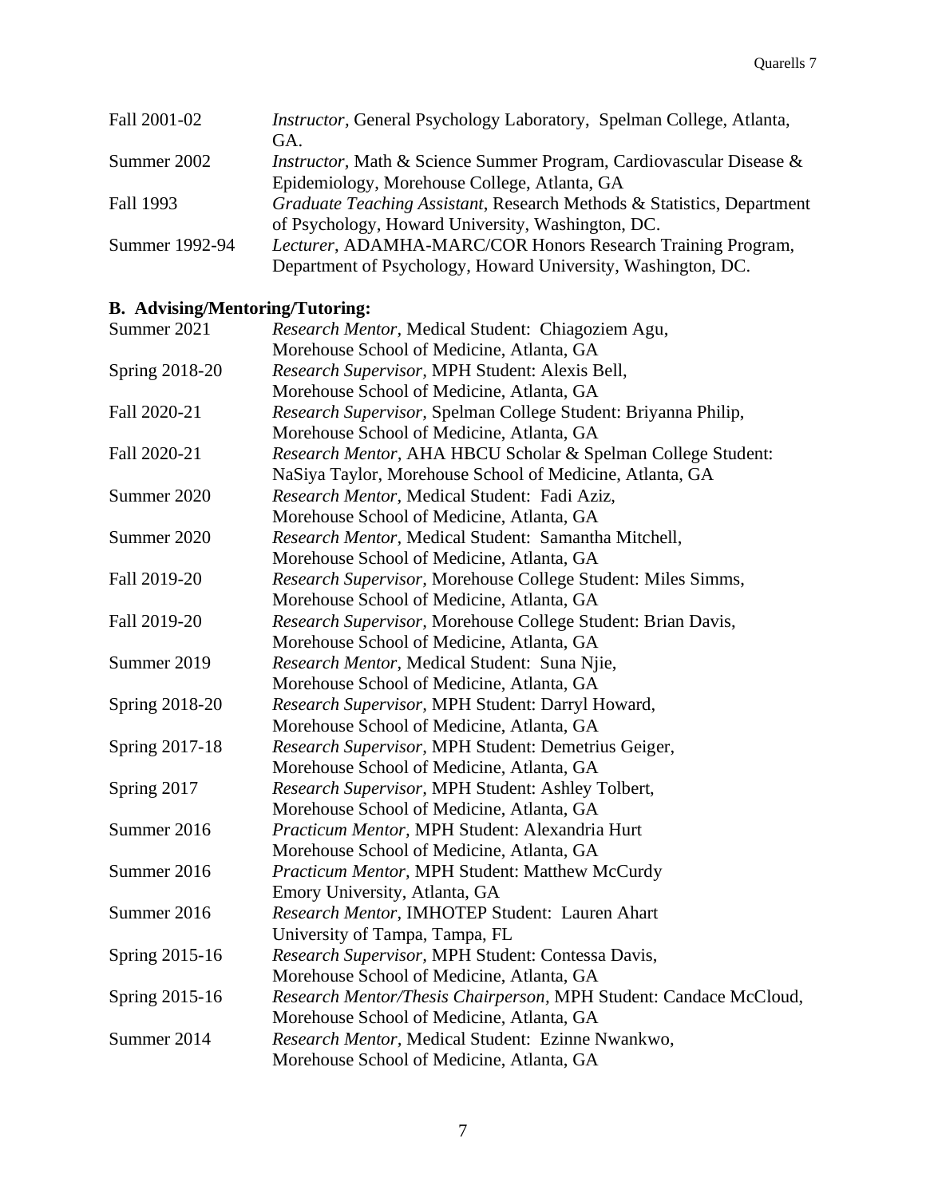| | |
|---|---|
| Fall 2001-02 | *Instructor*, General Psychology Laboratory, Spelman College, Atlanta, GA. |
| Summer 2002 | *Instructor*, Math & Science Summer Program, Cardiovascular Disease & Epidemiology, Morehouse College, Atlanta, GA |
| Fall 1993 | *Graduate Teaching Assistant*, Research Methods & Statistics, Department of Psychology, Howard University, Washington, DC. |
| Summer 1992-94 | *Lecturer*, ADAMHA-MARC/COR Honors Research Training Program, Department of Psychology, Howard University, Washington, DC. |

**B. Advising/Mentoring/Tutoring:**

| | |
|---|---|
| Summer 2021 | *Research Mentor*, Medical Student: Chiagoziem Agu, Morehouse School of Medicine, Atlanta, GA |
| Spring 2018-20 | *Research Supervisor*, MPH Student: Alexis Bell, Morehouse School of Medicine, Atlanta, GA |
| Fall 2020-21 | *Research Supervisor*, Spelman College Student: Briyanna Philip, Morehouse School of Medicine, Atlanta, GA |
| Fall 2020-21 | *Research Mentor*, AHA HBCU Scholar & Spelman College Student: NaSiya Taylor, Morehouse School of Medicine, Atlanta, GA |
| Summer 2020 | *Research Mentor*, Medical Student: Fadi Aziz, Morehouse School of Medicine, Atlanta, GA |
| Summer 2020 | *Research Mentor*, Medical Student: Samantha Mitchell, Morehouse School of Medicine, Atlanta, GA |
| Fall 2019-20 | *Research Supervisor*, Morehouse College Student: Miles Simms, Morehouse School of Medicine, Atlanta, GA |
| Fall 2019-20 | *Research Supervisor*, Morehouse College Student: Brian Davis, Morehouse School of Medicine, Atlanta, GA |
| Summer 2019 | *Research Mentor*, Medical Student: Suna Njie, Morehouse School of Medicine, Atlanta, GA |
| Spring 2018-20 | *Research Supervisor*, MPH Student: Darryl Howard, Morehouse School of Medicine, Atlanta, GA |
| Spring 2017-18 | *Research Supervisor*, MPH Student: Demetrius Geiger, Morehouse School of Medicine, Atlanta, GA |
| Spring 2017 | *Research Supervisor*, MPH Student: Ashley Tolbert, Morehouse School of Medicine, Atlanta, GA |
| Summer 2016 | *Practicum Mentor*, MPH Student: Alexandria Hurt Morehouse School of Medicine, Atlanta, GA |
| Summer 2016 | *Practicum Mentor*, MPH Student: Matthew McCurdy Emory University, Atlanta, GA |
| Summer 2016 | *Research Mentor*, IMHOTEP Student: Lauren Ahart University of Tampa, Tampa, FL |
| Spring 2015-16 | *Research Supervisor*, MPH Student: Contessa Davis, Morehouse School of Medicine, Atlanta, GA |
| Spring 2015-16 | *Research Mentor/Thesis Chairperson*, MPH Student: Candace McCloud, Morehouse School of Medicine, Atlanta, GA |
| Summer 2014 | *Research Mentor*, Medical Student: Ezinne Nwankwo, Morehouse School of Medicine, Atlanta, GA |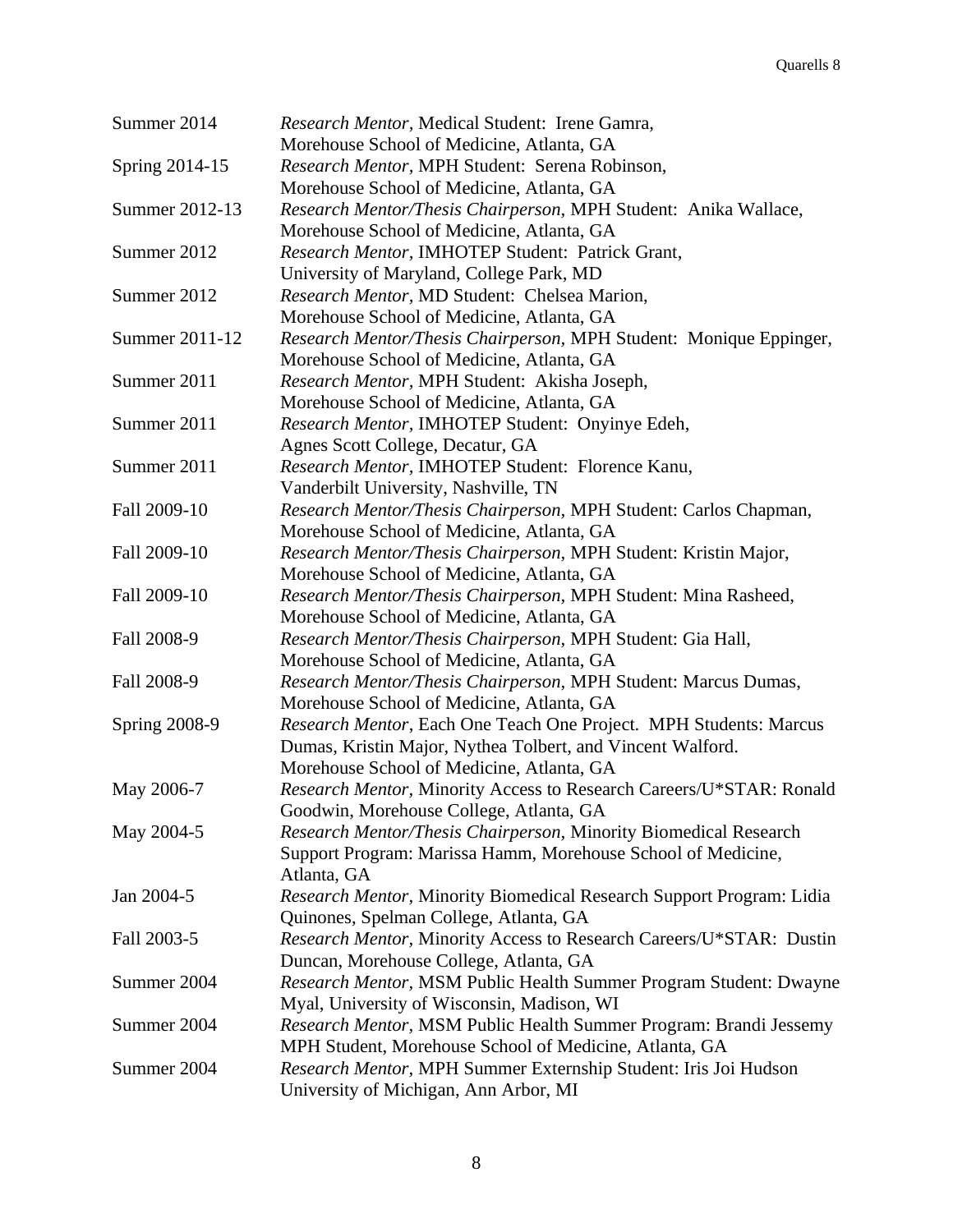| | |
|---|---|
| Summer 2014 | *Research Mentor*, Medical Student: Irene Gamra, Morehouse School of Medicine, Atlanta, GA |
| Spring 2014-15 | *Research Mentor*, MPH Student: Serena Robinson, Morehouse School of Medicine, Atlanta, GA |
| Summer 2012-13 | *Research Mentor/Thesis Chairperson*, MPH Student: Anika Wallace, Morehouse School of Medicine, Atlanta, GA |
| Summer 2012 | *Research Mentor*, IMHOTEP Student: Patrick Grant, University of Maryland, College Park, MD |
| Summer 2012 | *Research Mentor*, MD Student: Chelsea Marion, Morehouse School of Medicine, Atlanta, GA |
| Summer 2011-12 | *Research Mentor/Thesis Chairperson*, MPH Student: Monique Eppinger, Morehouse School of Medicine, Atlanta, GA |
| Summer 2011 | *Research Mentor*, MPH Student: Akisha Joseph, Morehouse School of Medicine, Atlanta, GA |
| Summer 2011 | *Research Mentor*, IMHOTEP Student: Onyinye Edeh, Agnes Scott College, Decatur, GA |
| Summer 2011 | *Research Mentor*, IMHOTEP Student: Florence Kanu, Vanderbilt University, Nashville, TN |
| Fall 2009-10 | *Research Mentor/Thesis Chairperson*, MPH Student: Carlos Chapman, Morehouse School of Medicine, Atlanta, GA |
| Fall 2009-10 | *Research Mentor/Thesis Chairperson*, MPH Student: Kristin Major, Morehouse School of Medicine, Atlanta, GA |
| Fall 2009-10 | *Research Mentor/Thesis Chairperson*, MPH Student: Mina Rasheed, Morehouse School of Medicine, Atlanta, GA |
| Fall 2008-9 | *Research Mentor/Thesis Chairperson*, MPH Student: Gia Hall, Morehouse School of Medicine, Atlanta, GA |
| Fall 2008-9 | *Research Mentor/Thesis Chairperson*, MPH Student: Marcus Dumas, Morehouse School of Medicine, Atlanta, GA |
| Spring 2008-9 | *Research Mentor*, Each One Teach One Project. MPH Students: Marcus Dumas, Kristin Major, Nythea Tolbert, and Vincent Walford. Morehouse School of Medicine, Atlanta, GA |
| May 2006-7 | *Research Mentor*, Minority Access to Research Careers/U*STAR: Ronald Goodwin, Morehouse College, Atlanta, GA |
| May 2004-5 | *Research Mentor/Thesis Chairperson*, Minority Biomedical Research Support Program: Marissa Hamm, Morehouse School of Medicine, Atlanta, GA |
| Jan 2004-5 | *Research Mentor*, Minority Biomedical Research Support Program: Lidia Quinones, Spelman College, Atlanta, GA |
| Fall 2003-5 | *Research Mentor*, Minority Access to Research Careers/U*STAR: Dustin Duncan, Morehouse College, Atlanta, GA |
| Summer 2004 | *Research Mentor*, MSM Public Health Summer Program Student: Dwayne Myal, University of Wisconsin, Madison, WI |
| Summer 2004 | *Research Mentor*, MSM Public Health Summer Program: Brandi Jessemy MPH Student, Morehouse School of Medicine, Atlanta, GA |
| Summer 2004 | *Research Mentor*, MPH Summer Externship Student: Iris Joi Hudson University of Michigan, Ann Arbor, MI |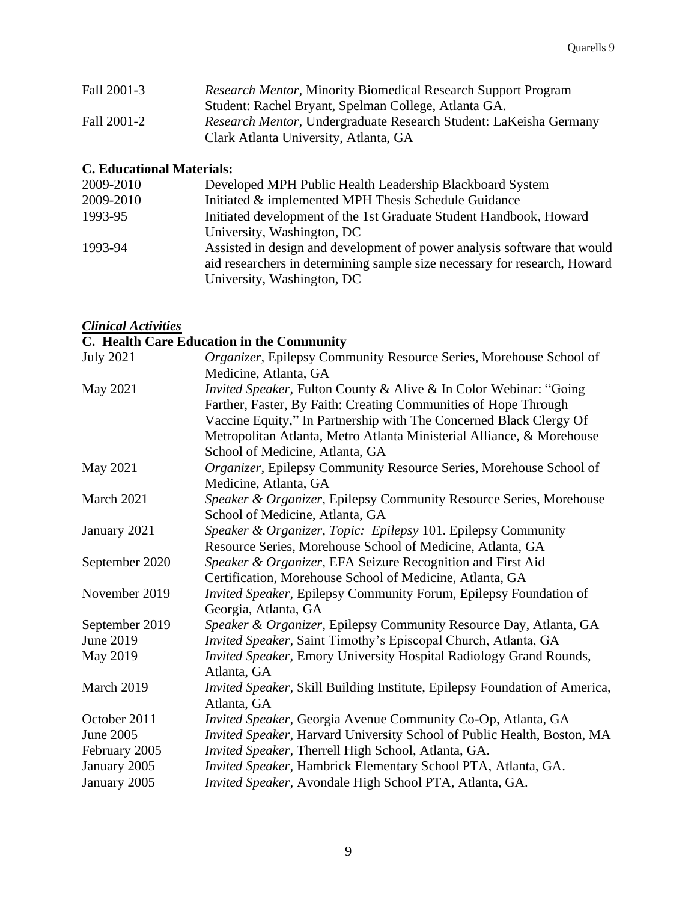Fall 2001-3 *Research Mentor*, Minority Biomedical Research Support Program Student: Rachel Bryant, Spelman College, Atlanta GA.

Fall 2001-2 *Research Mentor*, Undergraduate Research Student: LaKeisha Germany Clark Atlanta University, Atlanta, GA

**C. Educational Materials:**

| | |
|---|---|
| 2009-2010 | Developed MPH Public Health Leadership Blackboard System |
| 2009-2010 | Initiated & implemented MPH Thesis Schedule Guidance |
| 1993-95 | Initiated development of the 1st Graduate Student Handbook, Howard University, Washington, DC |
| 1993-94 | Assisted in design and development of power analysis software that would aid researchers in determining sample size necessary for research, Howard University, Washington, DC |

***Clinical Activities***

**C. Health Care Education in the Community**

| | |
|---|---|
| July 2021 | *Organizer,* Epilepsy Community Resource Series, Morehouse School of Medicine, Atlanta, GA |
| May 2021 | *Invited Speaker*, Fulton County & Alive & In Color Webinar: "Going Farther, Faster, By Faith: Creating Communities of Hope Through Vaccine Equity," In Partnership with The Concerned Black Clergy Of Metropolitan Atlanta, Metro Atlanta Ministerial Alliance, & Morehouse School of Medicine, Atlanta, GA |
| May 2021 | *Organizer,* Epilepsy Community Resource Series, Morehouse School of Medicine, Atlanta, GA |
| March 2021 | *Speaker & Organizer,* Epilepsy Community Resource Series, Morehouse School of Medicine, Atlanta, GA |
| January 2021 | *Speaker & Organizer, Topic: Epilepsy* 101. Epilepsy Community Resource Series, Morehouse School of Medicine, Atlanta, GA |
| September 2020 | *Speaker & Organizer,* EFA Seizure Recognition and First Aid Certification, Morehouse School of Medicine, Atlanta, GA |
| November 2019 | *Invited Speaker,* Epilepsy Community Forum, Epilepsy Foundation of Georgia, Atlanta, GA |
| September 2019 | *Speaker & Organizer,* Epilepsy Community Resource Day, Atlanta, GA |
| June 2019 | *Invited Speaker,* Saint Timothy's Episcopal Church, Atlanta, GA |
| May 2019 | *Invited Speaker,* Emory University Hospital Radiology Grand Rounds, Atlanta, GA |
| March 2019 | *Invited Speaker,* Skill Building Institute, Epilepsy Foundation of America, Atlanta, GA |
| October 2011 | *Invited Speaker*, Georgia Avenue Community Co-Op, Atlanta, GA |
| June 2005 | *Invited Speaker*, Harvard University School of Public Health, Boston, MA |
| February 2005 | *Invited Speaker*, Therrell High School, Atlanta, GA. |
| January 2005 | *Invited Speaker,* Hambrick Elementary School PTA, Atlanta, GA. |
| January 2005 | *Invited Speaker,* Avondale High School PTA, Atlanta, GA. |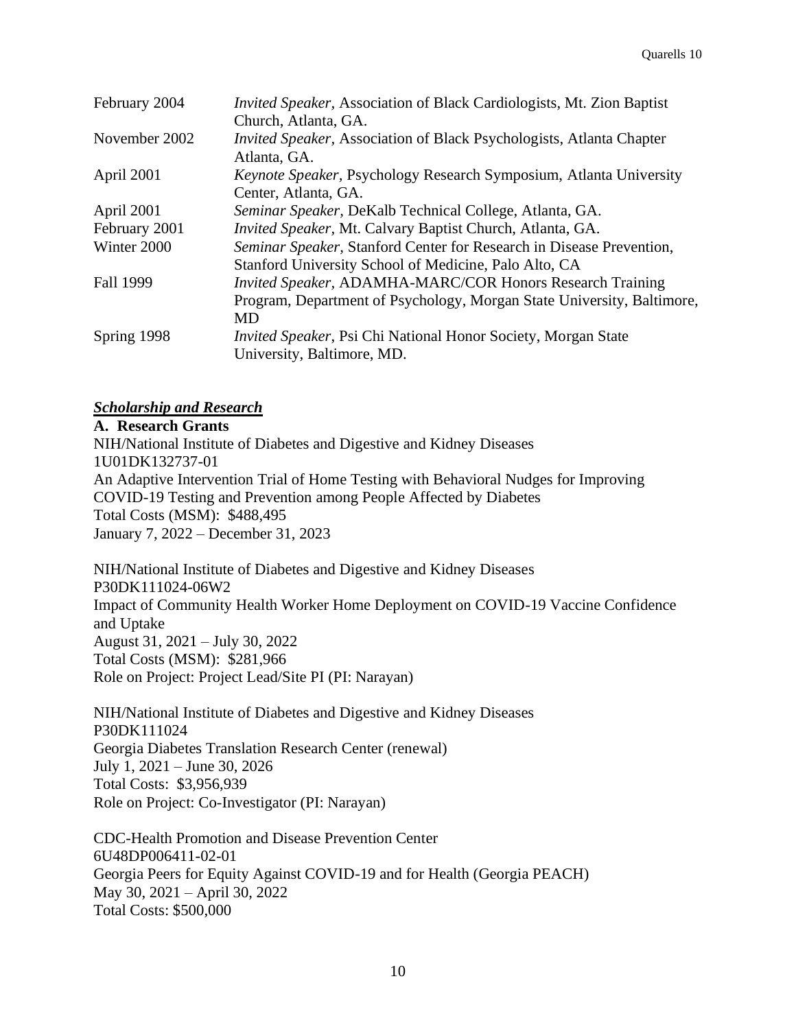| | |
|---|---|
| February 2004 | *Invited Speaker,* Association of Black Cardiologists, Mt. Zion Baptist Church, Atlanta, GA. |
| November 2002 | *Invited Speaker,* Association of Black Psychologists, Atlanta Chapter Atlanta, GA. |
| April 2001 | *Keynote Speaker,* Psychology Research Symposium, Atlanta University Center, Atlanta, GA. |
| April 2001 | *Seminar Speaker,* DeKalb Technical College, Atlanta, GA. |
| February 2001 | *Invited Speaker,* Mt. Calvary Baptist Church, Atlanta, GA. |
| Winter 2000 | *Seminar Speaker,* Stanford Center for Research in Disease Prevention, Stanford University School of Medicine, Palo Alto, CA |
| Fall 1999 | *Invited Speaker,* ADAMHA-MARC/COR Honors Research Training Program, Department of Psychology, Morgan State University, Baltimore, MD |
| Spring 1998 | *Invited Speaker*, Psi Chi National Honor Society, Morgan State University, Baltimore, MD. |

## ***Scholarship and Research***

### A. Research Grants

NIH/National Institute of Diabetes and Digestive and Kidney Diseases
1U01DK132737-01
An Adaptive Intervention Trial of Home Testing with Behavioral Nudges for Improving COVID-19 Testing and Prevention among People Affected by Diabetes
Total Costs (MSM): $488,495
January 7, 2022 – December 31, 2023

NIH/National Institute of Diabetes and Digestive and Kidney Diseases
P30DK111024-06W2
Impact of Community Health Worker Home Deployment on COVID-19 Vaccine Confidence and Uptake
August 31, 2021 – July 30, 2022
Total Costs (MSM): $281,966
Role on Project: Project Lead/Site PI (PI: Narayan)

NIH/National Institute of Diabetes and Digestive and Kidney Diseases
P30DK111024
Georgia Diabetes Translation Research Center (renewal)
July 1, 2021 – June 30, 2026
Total Costs: $3,956,939
Role on Project: Co-Investigator (PI: Narayan)

CDC-Health Promotion and Disease Prevention Center
6U48DP006411-02-01
Georgia Peers for Equity Against COVID-19 and for Health (Georgia PEACH)
May 30, 2021 – April 30, 2022
Total Costs: $500,000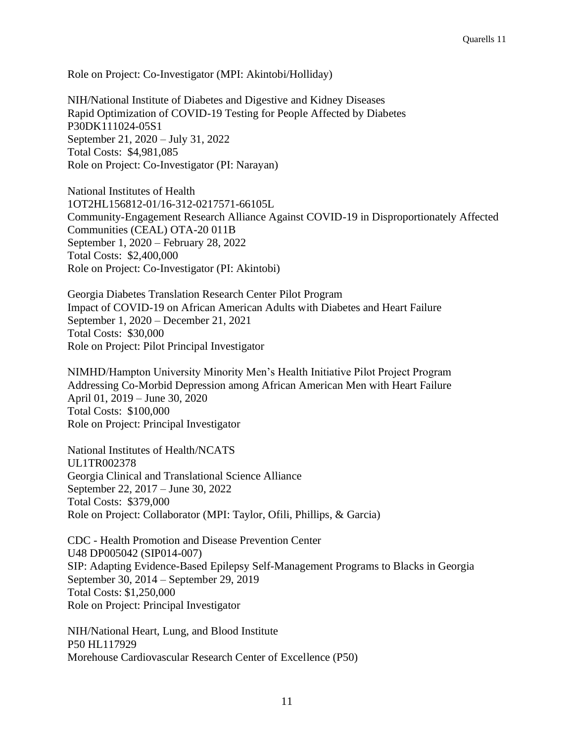Role on Project: Co-Investigator (MPI: Akintobi/Holliday)

NIH/National Institute of Diabetes and Digestive and Kidney Diseases
Rapid Optimization of COVID-19 Testing for People Affected by Diabetes
P30DK111024-05S1
September 21, 2020 – July 31, 2022
Total Costs: $4,981,085
Role on Project: Co-Investigator (PI: Narayan)

National Institutes of Health
1OT2HL156812-01/16-312-0217571-66105L
Community-Engagement Research Alliance Against COVID-19 in Disproportionately Affected Communities (CEAL) OTA-20 011B
September 1, 2020 – February 28, 2022
Total Costs: $2,400,000
Role on Project: Co-Investigator (PI: Akintobi)

Georgia Diabetes Translation Research Center Pilot Program
Impact of COVID-19 on African American Adults with Diabetes and Heart Failure
September 1, 2020 – December 21, 2021
Total Costs: $30,000
Role on Project: Pilot Principal Investigator

NIMHD/Hampton University Minority Men's Health Initiative Pilot Project Program
Addressing Co-Morbid Depression among African American Men with Heart Failure
April 01, 2019 – June 30, 2020
Total Costs: $100,000
Role on Project: Principal Investigator

National Institutes of Health/NCATS
UL1TR002378
Georgia Clinical and Translational Science Alliance
September 22, 2017 – June 30, 2022
Total Costs: $379,000
Role on Project: Collaborator (MPI: Taylor, Ofili, Phillips, & Garcia)

CDC - Health Promotion and Disease Prevention Center
U48 DP005042 (SIP014-007)
SIP: Adapting Evidence-Based Epilepsy Self-Management Programs to Blacks in Georgia
September 30, 2014 – September 29, 2019
Total Costs: $1,250,000
Role on Project: Principal Investigator

NIH/National Heart, Lung, and Blood Institute
P50 HL117929
Morehouse Cardiovascular Research Center of Excellence (P50)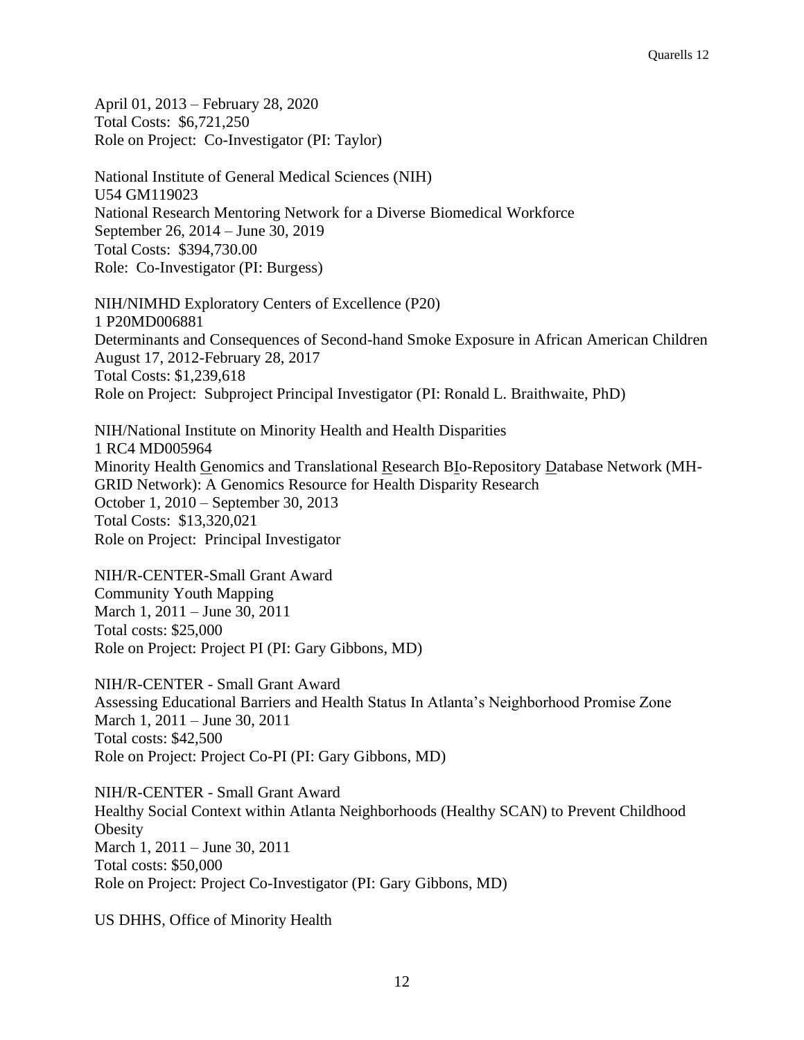April 01, 2013 – February 28, 2020
Total Costs: $6,721,250
Role on Project: Co-Investigator (PI: Taylor)

National Institute of General Medical Sciences (NIH)
U54 GM119023
National Research Mentoring Network for a Diverse Biomedical Workforce
September 26, 2014 – June 30, 2019
Total Costs: $394,730.00
Role: Co-Investigator (PI: Burgess)

NIH/NIMHD Exploratory Centers of Excellence (P20)
1 P20MD006881
Determinants and Consequences of Second-hand Smoke Exposure in African American Children
August 17, 2012-February 28, 2017
Total Costs: $1,239,618
Role on Project: Subproject Principal Investigator (PI: Ronald L. Braithwaite, PhD)

NIH/National Institute on Minority Health and Health Disparities
1 RC4 MD005964
Minority Health Genomics and Translational Research BIo-Repository Database Network (MH-GRID Network): A Genomics Resource for Health Disparity Research
October 1, 2010 – September 30, 2013
Total Costs: $13,320,021
Role on Project: Principal Investigator

NIH/R-CENTER-Small Grant Award
Community Youth Mapping
March 1, 2011 – June 30, 2011
Total costs: $25,000
Role on Project: Project PI (PI: Gary Gibbons, MD)

NIH/R-CENTER - Small Grant Award
Assessing Educational Barriers and Health Status In Atlanta's Neighborhood Promise Zone
March 1, 2011 – June 30, 2011
Total costs: $42,500
Role on Project: Project Co-PI (PI: Gary Gibbons, MD)

NIH/R-CENTER - Small Grant Award
Healthy Social Context within Atlanta Neighborhoods (Healthy SCAN) to Prevent Childhood Obesity
March 1, 2011 – June 30, 2011
Total costs: $50,000
Role on Project: Project Co-Investigator (PI: Gary Gibbons, MD)

US DHHS, Office of Minority Health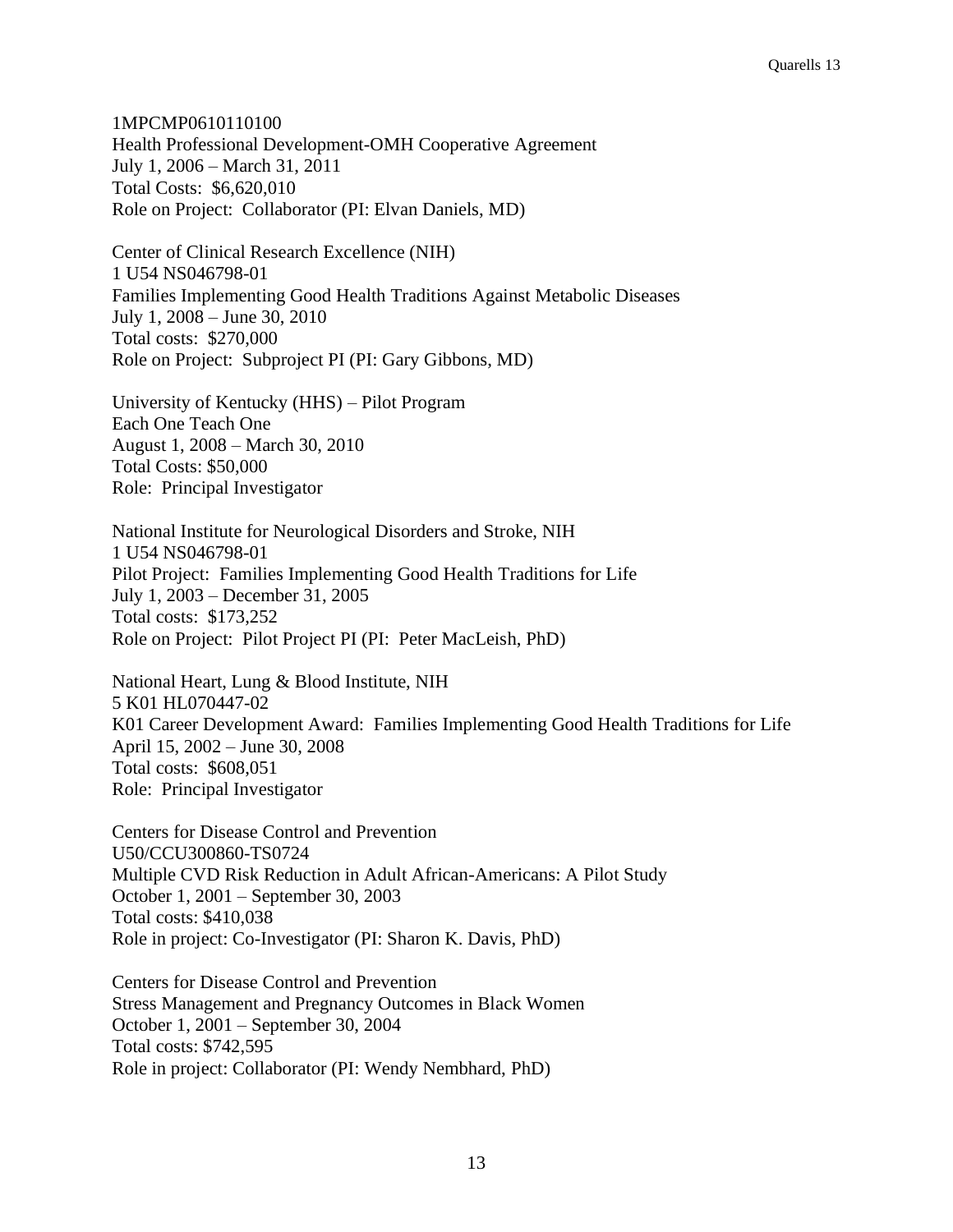1MPCMP0610110100
Health Professional Development-OMH Cooperative Agreement
July 1, 2006 – March 31, 2011
Total Costs: $6,620,010
Role on Project: Collaborator (PI: Elvan Daniels, MD)

Center of Clinical Research Excellence (NIH)
1 U54 NS046798-01
Families Implementing Good Health Traditions Against Metabolic Diseases
July 1, 2008 – June 30, 2010
Total costs: $270,000
Role on Project: Subproject PI (PI: Gary Gibbons, MD)

University of Kentucky (HHS) – Pilot Program
Each One Teach One
August 1, 2008 – March 30, 2010
Total Costs: $50,000
Role: Principal Investigator

National Institute for Neurological Disorders and Stroke, NIH
1 U54 NS046798-01
Pilot Project: Families Implementing Good Health Traditions for Life
July 1, 2003 – December 31, 2005
Total costs: $173,252
Role on Project: Pilot Project PI (PI: Peter MacLeish, PhD)

National Heart, Lung & Blood Institute, NIH
5 K01 HL070447-02
K01 Career Development Award: Families Implementing Good Health Traditions for Life
April 15, 2002 – June 30, 2008
Total costs: $608,051
Role: Principal Investigator

Centers for Disease Control and Prevention
U50/CCU300860-TS0724
Multiple CVD Risk Reduction in Adult African-Americans: A Pilot Study
October 1, 2001 – September 30, 2003
Total costs: $410,038
Role in project: Co-Investigator (PI: Sharon K. Davis, PhD)

Centers for Disease Control and Prevention
Stress Management and Pregnancy Outcomes in Black Women
October 1, 2001 – September 30, 2004
Total costs: $742,595
Role in project: Collaborator (PI: Wendy Nembhard, PhD)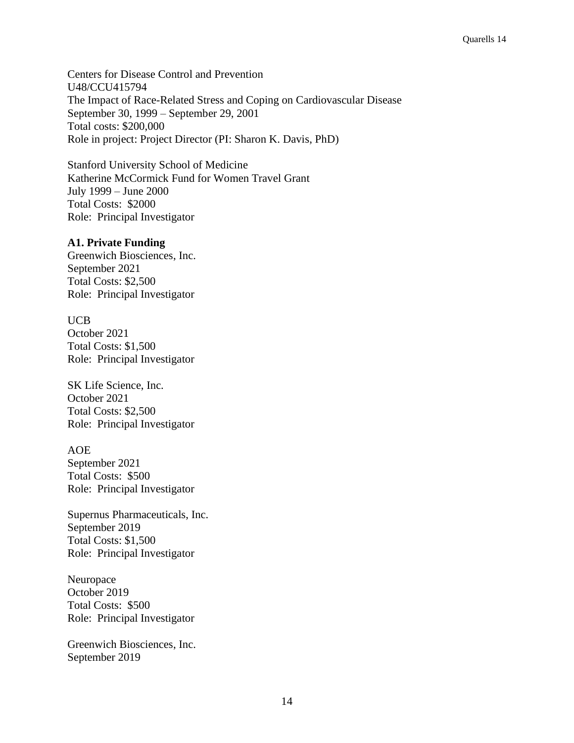Centers for Disease Control and Prevention
U48/CCU415794
The Impact of Race-Related Stress and Coping on Cardiovascular Disease
September 30, 1999 – September 29, 2001
Total costs: $200,000
Role in project: Project Director (PI: Sharon K. Davis, PhD)

Stanford University School of Medicine
Katherine McCormick Fund for Women Travel Grant
July 1999 – June 2000
Total Costs: $2000
Role: Principal Investigator

**A1. Private Funding**

Greenwich Biosciences, Inc.
September 2021
Total Costs: $2,500
Role: Principal Investigator

UCB
October 2021
Total Costs: $1,500
Role: Principal Investigator

SK Life Science, Inc.
October 2021
Total Costs: $2,500
Role: Principal Investigator

AOE
September 2021
Total Costs: $500
Role: Principal Investigator

Supernus Pharmaceuticals, Inc.
September 2019
Total Costs: $1,500
Role: Principal Investigator

Neuropace
October 2019
Total Costs: $500
Role: Principal Investigator

Greenwich Biosciences, Inc.
September 2019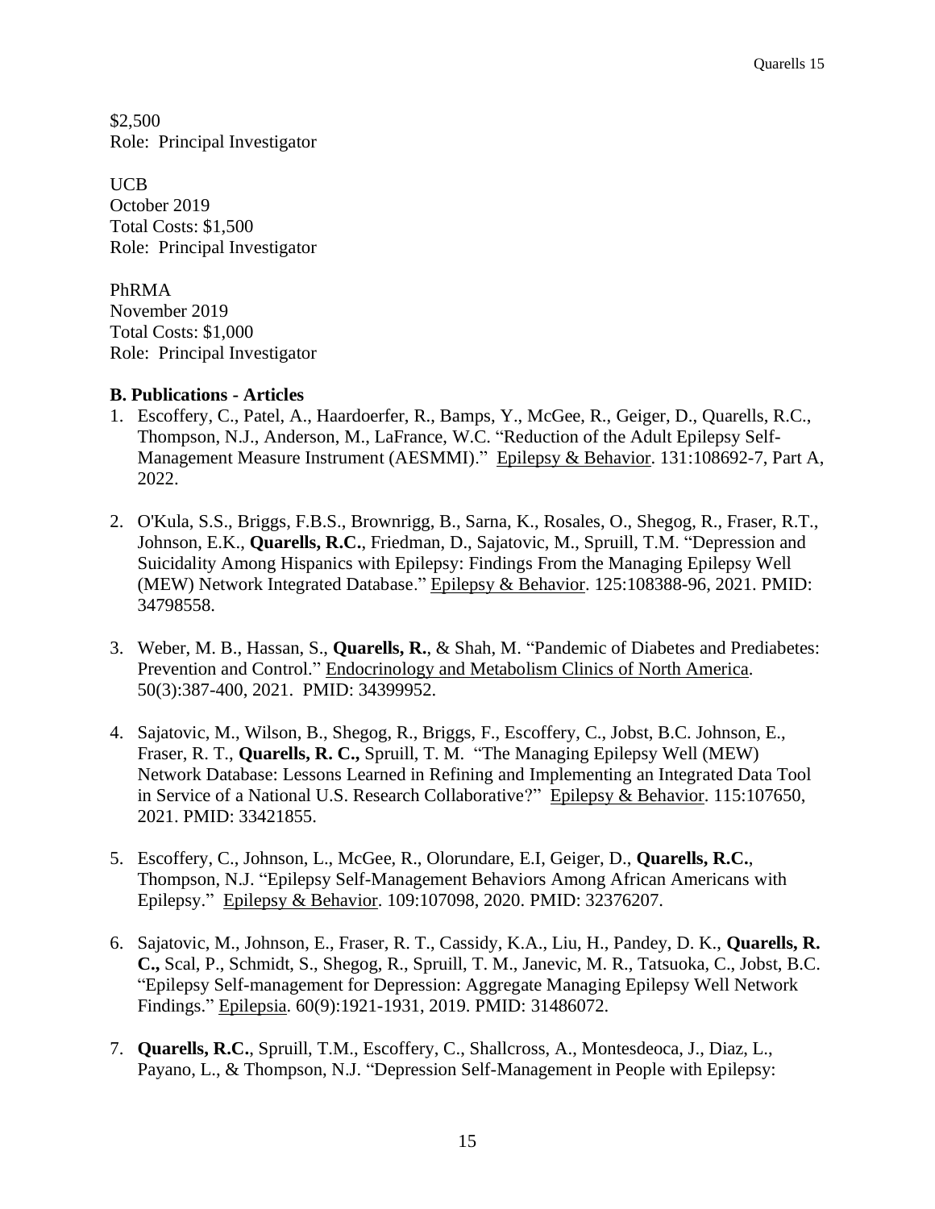$2,500
Role: Principal Investigator

UCB
October 2019
Total Costs: $1,500
Role: Principal Investigator

PhRMA
November 2019
Total Costs: $1,000
Role: Principal Investigator

**B. Publications - Articles**

1. Escoffery, C., Patel, A., Haardoerfer, R., Bamps, Y., McGee, R., Geiger, D., Quarells, R.C., Thompson, N.J., Anderson, M., LaFrance, W.C. "Reduction of the Adult Epilepsy Self-Management Measure Instrument (AESMMI)." Epilepsy & Behavior. 131:108692-7, Part A, 2022.

2. O'Kula, S.S., Briggs, F.B.S., Brownrigg, B., Sarna, K., Rosales, O., Shegog, R., Fraser, R.T., Johnson, E.K., **Quarells, R.C.**, Friedman, D., Sajatovic, M., Spruill, T.M. "Depression and Suicidality Among Hispanics with Epilepsy: Findings From the Managing Epilepsy Well (MEW) Network Integrated Database." Epilepsy & Behavior. 125:108388-96, 2021. PMID: 34798558.

3. Weber, M. B., Hassan, S., **Quarells, R.**, & Shah, M. "Pandemic of Diabetes and Prediabetes: Prevention and Control." Endocrinology and Metabolism Clinics of North America. 50(3):387-400, 2021. PMID: 34399952.

4. Sajatovic, M., Wilson, B., Shegog, R., Briggs, F., Escoffery, C., Jobst, B.C. Johnson, E., Fraser, R. T., **Quarells, R. C.,** Spruill, T. M. "The Managing Epilepsy Well (MEW) Network Database: Lessons Learned in Refining and Implementing an Integrated Data Tool in Service of a National U.S. Research Collaborative?" Epilepsy & Behavior. 115:107650, 2021. PMID: 33421855.

5. Escoffery, C., Johnson, L., McGee, R., Olorundare, E.I, Geiger, D., **Quarells, R.C.**, Thompson, N.J. "Epilepsy Self-Management Behaviors Among African Americans with Epilepsy." Epilepsy & Behavior. 109:107098, 2020. PMID: 32376207.

6. Sajatovic, M., Johnson, E., Fraser, R. T., Cassidy, K.A., Liu, H., Pandey, D. K., **Quarells, R. C.,** Scal, P., Schmidt, S., Shegog, R., Spruill, T. M., Janevic, M. R., Tatsuoka, C., Jobst, B.C. "Epilepsy Self-management for Depression: Aggregate Managing Epilepsy Well Network Findings." Epilepsia. 60(9):1921-1931, 2019. PMID: 31486072.

7. **Quarells, R.C.**, Spruill, T.M., Escoffery, C., Shallcross, A., Montesdeoca, J., Diaz, L., Payano, L., & Thompson, N.J. "Depression Self-Management in People with Epilepsy: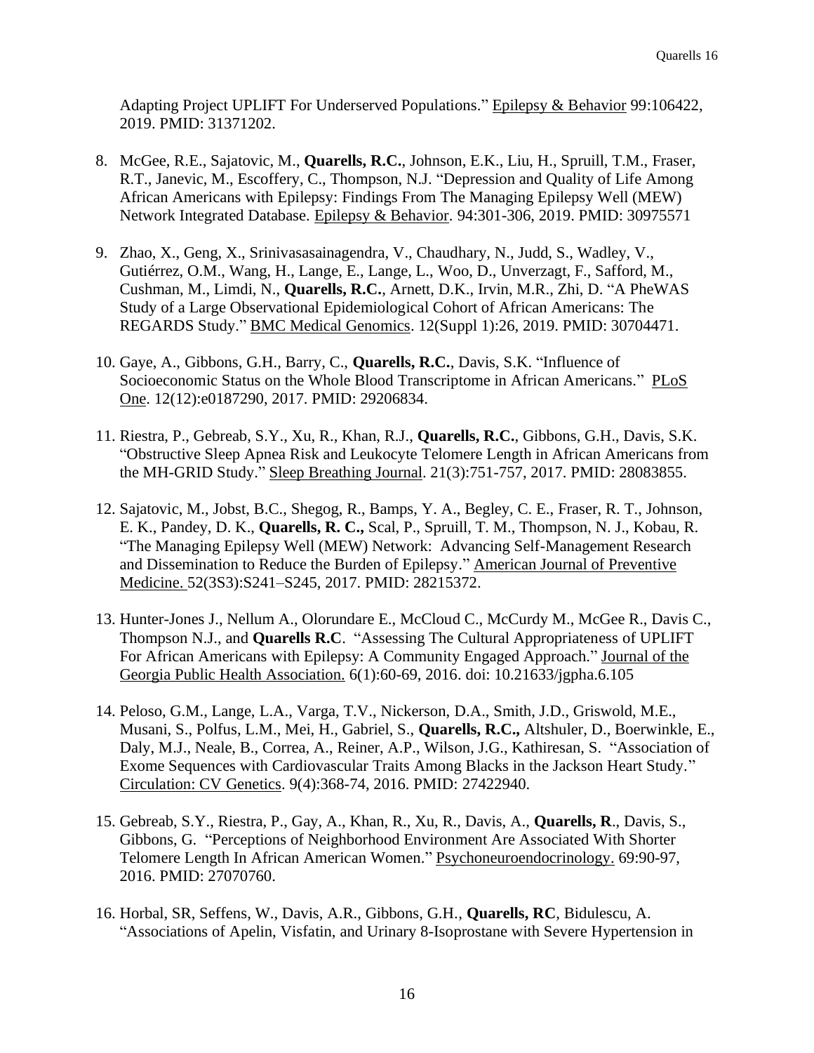Adapting Project UPLIFT For Underserved Populations." Epilepsy & Behavior 99:106422, 2019. PMID: 31371202.

8. McGee, R.E., Sajatovic, M., **Quarells, R.C.**, Johnson, E.K., Liu, H., Spruill, T.M., Fraser, R.T., Janevic, M., Escoffery, C., Thompson, N.J. "Depression and Quality of Life Among African Americans with Epilepsy: Findings From The Managing Epilepsy Well (MEW) Network Integrated Database. Epilepsy & Behavior. 94:301-306, 2019. PMID: 30975571

9. Zhao, X., Geng, X., Srinivasasainagendra, V., Chaudhary, N., Judd, S., Wadley, V., Gutiérrez, O.M., Wang, H., Lange, E., Lange, L., Woo, D., Unverzagt, F., Safford, M., Cushman, M., Limdi, N., **Quarells, R.C.**, Arnett, D.K., Irvin, M.R., Zhi, D. "A PheWAS Study of a Large Observational Epidemiological Cohort of African Americans: The REGARDS Study." BMC Medical Genomics. 12(Suppl 1):26, 2019. PMID: 30704471.

10. Gaye, A., Gibbons, G.H., Barry, C., **Quarells, R.C.**, Davis, S.K. "Influence of Socioeconomic Status on the Whole Blood Transcriptome in African Americans." PLoS One. 12(12):e0187290, 2017. PMID: 29206834.

11. Riestra, P., Gebreab, S.Y., Xu, R., Khan, R.J., **Quarells, R.C.**, Gibbons, G.H., Davis, S.K. "Obstructive Sleep Apnea Risk and Leukocyte Telomere Length in African Americans from the MH-GRID Study." Sleep Breathing Journal. 21(3):751-757, 2017. PMID: 28083855.

12. Sajatovic, M., Jobst, B.C., Shegog, R., Bamps, Y. A., Begley, C. E., Fraser, R. T., Johnson, E. K., Pandey, D. K., **Quarells, R. C.,** Scal, P., Spruill, T. M., Thompson, N. J., Kobau, R. "The Managing Epilepsy Well (MEW) Network: Advancing Self-Management Research and Dissemination to Reduce the Burden of Epilepsy." American Journal of Preventive Medicine. 52(3S3):S241–S245, 2017. PMID: 28215372.

13. Hunter-Jones J., Nellum A., Olorundare E., McCloud C., McCurdy M., McGee R., Davis C., Thompson N.J., and **Quarells R.C**. "Assessing The Cultural Appropriateness of UPLIFT For African Americans with Epilepsy: A Community Engaged Approach." Journal of the Georgia Public Health Association. 6(1):60-69, 2016. doi: 10.21633/jgpha.6.105

14. Peloso, G.M., Lange, L.A., Varga, T.V., Nickerson, D.A., Smith, J.D., Griswold, M.E., Musani, S., Polfus, L.M., Mei, H., Gabriel, S., **Quarells, R.C.,** Altshuler, D., Boerwinkle, E., Daly, M.J., Neale, B., Correa, A., Reiner, A.P., Wilson, J.G., Kathiresan, S. "Association of Exome Sequences with Cardiovascular Traits Among Blacks in the Jackson Heart Study." Circulation: CV Genetics. 9(4):368-74, 2016. PMID: 27422940.

15. Gebreab, S.Y., Riestra, P., Gay, A., Khan, R., Xu, R., Davis, A., **Quarells, R**., Davis, S., Gibbons, G. "Perceptions of Neighborhood Environment Are Associated With Shorter Telomere Length In African American Women." Psychoneuroendocrinology. 69:90-97, 2016. PMID: 27070760.

16. Horbal, SR, Seffens, W., Davis, A.R., Gibbons, G.H., **Quarells, RC**, Bidulescu, A. "Associations of Apelin, Visfatin, and Urinary 8-Isoprostane with Severe Hypertension in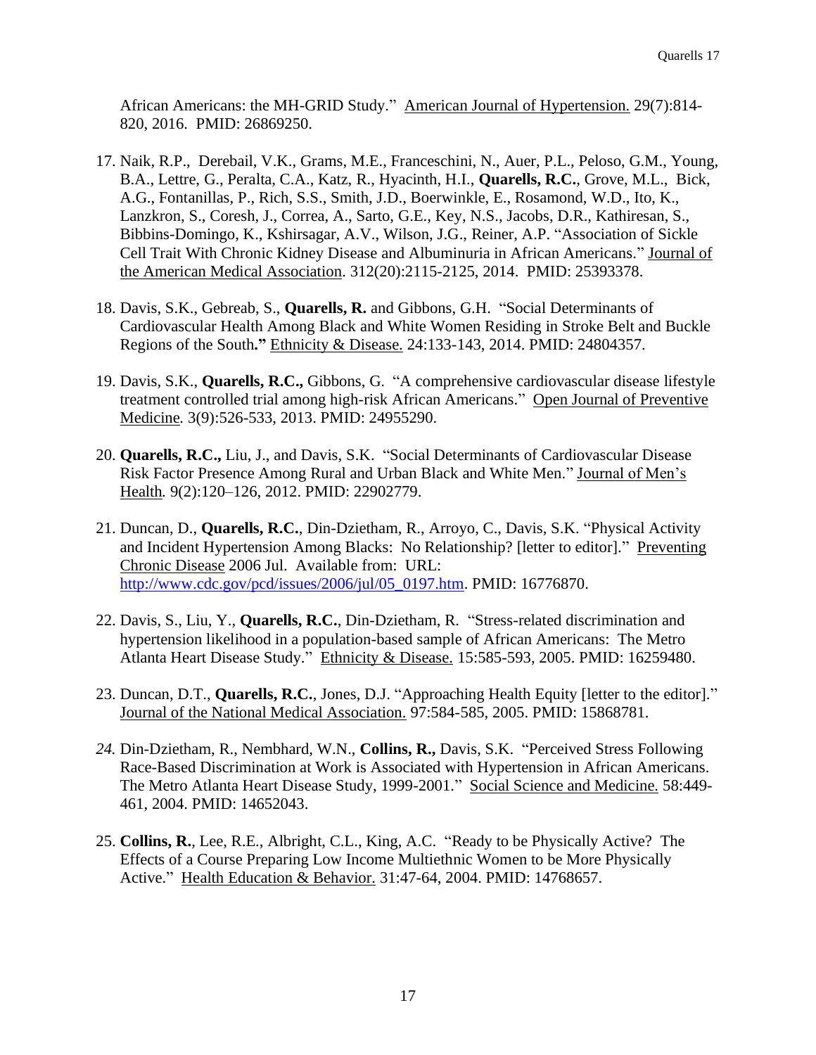African Americans: the MH-GRID Study." American Journal of Hypertension. 29(7):814-820, 2016. PMID: 26869250.

17. Naik, R.P., Derebail, V.K., Grams, M.E., Franceschini, N., Auer, P.L., Peloso, G.M., Young, B.A., Lettre, G., Peralta, C.A., Katz, R., Hyacinth, H.I., **Quarells, R.C.**, Grove, M.L., Bick, A.G., Fontanillas, P., Rich, S.S., Smith, J.D., Boerwinkle, E., Rosamond, W.D., Ito, K., Lanzkron, S., Coresh, J., Correa, A., Sarto, G.E., Key, N.S., Jacobs, D.R., Kathiresan, S., Bibbins-Domingo, K., Kshirsagar, A.V., Wilson, J.G., Reiner, A.P. "Association of Sickle Cell Trait With Chronic Kidney Disease and Albuminuria in African Americans." Journal of the American Medical Association. 312(20):2115-2125, 2014. PMID: 25393378.

18. Davis, S.K., Gebreab, S., **Quarells, R.** and Gibbons, G.H. "Social Determinants of Cardiovascular Health Among Black and White Women Residing in Stroke Belt and Buckle Regions of the South**."** Ethnicity & Disease. 24:133-143, 2014. PMID: 24804357.

19. Davis, S.K., **Quarells, R.C.,** Gibbons, G. "A comprehensive cardiovascular disease lifestyle treatment controlled trial among high-risk African Americans." Open Journal of Preventive Medicine*.* 3(9):526-533, 2013. PMID: 24955290.

20. **Quarells, R.C.,** Liu, J., and Davis, S.K. "Social Determinants of Cardiovascular Disease Risk Factor Presence Among Rural and Urban Black and White Men." Journal of Men's Health*.* 9(2):120–126, 2012. PMID: 22902779.

21. Duncan, D., **Quarells, R.C.**, Din-Dzietham, R., Arroyo, C., Davis, S.K. "Physical Activity and Incident Hypertension Among Blacks: No Relationship? [letter to editor]." Preventing Chronic Disease 2006 Jul. Available from: URL: http://www.cdc.gov/pcd/issues/2006/jul/05_0197.htm. PMID: 16776870.

22. Davis, S., Liu, Y., **Quarells, R.C.**, Din-Dzietham, R. "Stress-related discrimination and hypertension likelihood in a population-based sample of African Americans: The Metro Atlanta Heart Disease Study." Ethnicity & Disease. 15:585-593, 2005. PMID: 16259480.

23. Duncan, D.T., **Quarells, R.C.**, Jones, D.J. "Approaching Health Equity [letter to the editor]." Journal of the National Medical Association. 97:584-585, 2005. PMID: 15868781.

24. Din-Dzietham, R., Nembhard, W.N., **Collins, R.,** Davis, S.K. "Perceived Stress Following Race-Based Discrimination at Work is Associated with Hypertension in African Americans. The Metro Atlanta Heart Disease Study, 1999-2001." Social Science and Medicine. 58:449-461, 2004. PMID: 14652043.

25. **Collins, R.**, Lee, R.E., Albright, C.L., King, A.C. "Ready to be Physically Active? The Effects of a Course Preparing Low Income Multiethnic Women to be More Physically Active." Health Education & Behavior. 31:47-64, 2004. PMID: 14768657.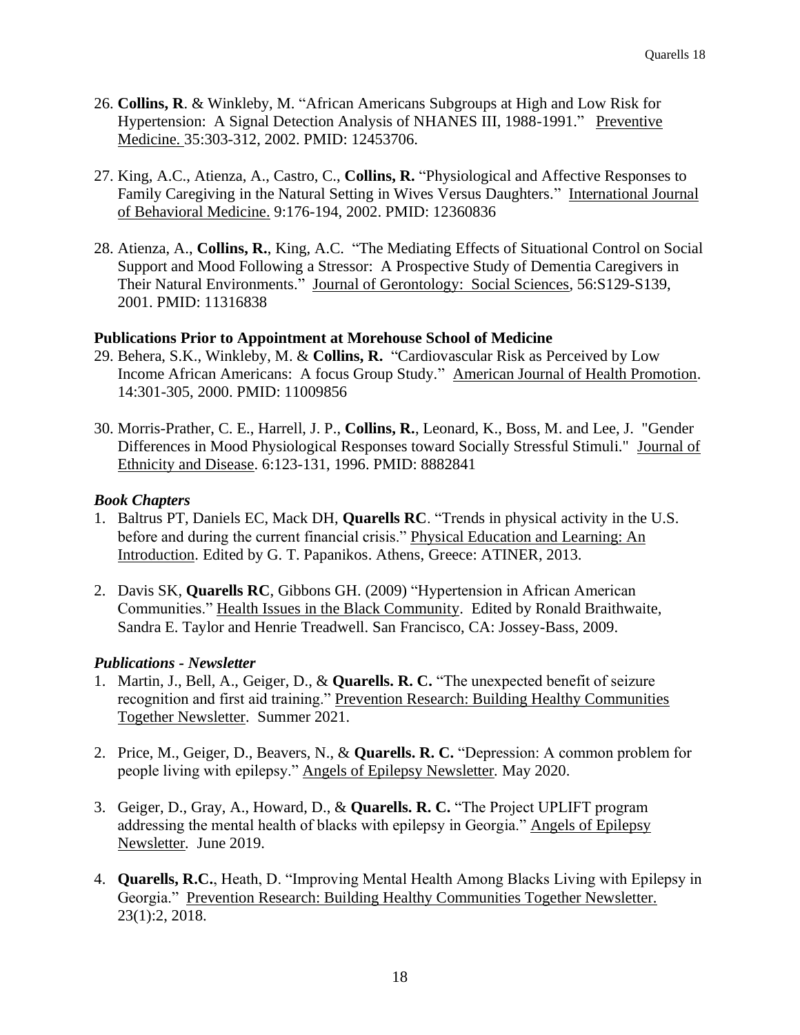26. **Collins, R**. & Winkleby, M. “African Americans Subgroups at High and Low Risk for Hypertension: A Signal Detection Analysis of NHANES III, 1988-1991.” Preventive Medicine. 35:303-312, 2002. PMID: 12453706.

27. King, A.C., Atienza, A., Castro, C., **Collins, R.** “Physiological and Affective Responses to Family Caregiving in the Natural Setting in Wives Versus Daughters.” International Journal of Behavioral Medicine. 9:176-194, 2002. PMID: 12360836

28. Atienza, A., **Collins, R.**, King, A.C. “The Mediating Effects of Situational Control on Social Support and Mood Following a Stressor: A Prospective Study of Dementia Caregivers in Their Natural Environments.” Journal of Gerontology: Social Sciences, 56:S129-S139, 2001. PMID: 11316838

**Publications Prior to Appointment at Morehouse School of Medicine**

29. Behera, S.K., Winkleby, M. & **Collins, R.** “Cardiovascular Risk as Perceived by Low Income African Americans: A focus Group Study.” American Journal of Health Promotion. 14:301-305, 2000. PMID: 11009856

30. Morris-Prather, C. E., Harrell, J. P., **Collins, R.**, Leonard, K., Boss, M. and Lee, J. "Gender Differences in Mood Physiological Responses toward Socially Stressful Stimuli." Journal of Ethnicity and Disease. 6:123-131, 1996. PMID: 8882841

### *Book Chapters*

1. Baltrus PT, Daniels EC, Mack DH, **Quarells RC**. “Trends in physical activity in the U.S. before and during the current financial crisis.” Physical Education and Learning: An Introduction. Edited by G. T. Papanikos. Athens, Greece: ATINER, 2013.

2. Davis SK, **Quarells RC**, Gibbons GH. (2009) “Hypertension in African American Communities.” Health Issues in the Black Community. Edited by Ronald Braithwaite, Sandra E. Taylor and Henrie Treadwell. San Francisco, CA: Jossey-Bass, 2009.

### *Publications - Newsletter*

1. Martin, J., Bell, A., Geiger, D., & **Quarells. R. C.** “The unexpected benefit of seizure recognition and first aid training.” Prevention Research: Building Healthy Communities Together Newsletter. Summer 2021.

2. Price, M., Geiger, D., Beavers, N., & **Quarells. R. C.** “Depression: A common problem for people living with epilepsy.” Angels of Epilepsy Newsletter. May 2020.

3. Geiger, D., Gray, A., Howard, D., & **Quarells. R. C.** “The Project UPLIFT program addressing the mental health of blacks with epilepsy in Georgia.” Angels of Epilepsy Newsletter. June 2019.

4. **Quarells, R.C.**, Heath, D. “Improving Mental Health Among Blacks Living with Epilepsy in Georgia.” Prevention Research: Building Healthy Communities Together Newsletter. 23(1):2, 2018.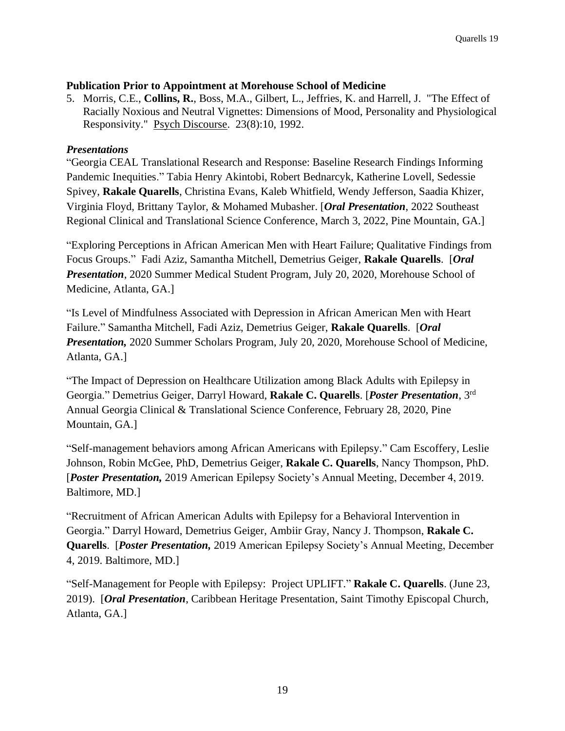**Publication Prior to Appointment at Morehouse School of Medicine**

5. Morris, C.E., **Collins, R.**, Boss, M.A., Gilbert, L., Jeffries, K. and Harrell, J. "The Effect of Racially Noxious and Neutral Vignettes: Dimensions of Mood, Personality and Physiological Responsivity." Psych Discourse. 23(8):10, 1992.

### *Presentations*

"Georgia CEAL Translational Research and Response: Baseline Research Findings Informing Pandemic Inequities." Tabia Henry Akintobi, Robert Bednarcyk, Katherine Lovell, Sedessie Spivey, **Rakale Quarells**, Christina Evans, Kaleb Whitfield, Wendy Jefferson, Saadia Khizer, Virginia Floyd, Brittany Taylor, & Mohamed Mubasher. [***Oral Presentation***, 2022 Southeast Regional Clinical and Translational Science Conference, March 3, 2022, Pine Mountain, GA.]

"Exploring Perceptions in African American Men with Heart Failure; Qualitative Findings from Focus Groups." Fadi Aziz, Samantha Mitchell, Demetrius Geiger, **Rakale Quarells**. [***Oral Presentation***, 2020 Summer Medical Student Program, July 20, 2020, Morehouse School of Medicine, Atlanta, GA.]

"Is Level of Mindfulness Associated with Depression in African American Men with Heart Failure." Samantha Mitchell, Fadi Aziz, Demetrius Geiger, **Rakale Quarells**. [***Oral Presentation,*** 2020 Summer Scholars Program, July 20, 2020, Morehouse School of Medicine, Atlanta, GA.]

"The Impact of Depression on Healthcare Utilization among Black Adults with Epilepsy in Georgia." Demetrius Geiger, Darryl Howard, **Rakale C. Quarells**. [***Poster Presentation***, 3rd Annual Georgia Clinical & Translational Science Conference, February 28, 2020, Pine Mountain, GA.]

"Self-management behaviors among African Americans with Epilepsy." Cam Escoffery, Leslie Johnson, Robin McGee, PhD, Demetrius Geiger, **Rakale C. Quarells**, Nancy Thompson, PhD. [***Poster Presentation,*** 2019 American Epilepsy Society's Annual Meeting, December 4, 2019. Baltimore, MD.]

"Recruitment of African American Adults with Epilepsy for a Behavioral Intervention in Georgia." Darryl Howard, Demetrius Geiger, Ambiir Gray, Nancy J. Thompson, **Rakale C. Quarells**. [***Poster Presentation,*** 2019 American Epilepsy Society's Annual Meeting, December 4, 2019. Baltimore, MD.]

"Self-Management for People with Epilepsy: Project UPLIFT." **Rakale C. Quarells**. (June 23, 2019). [***Oral Presentation***, Caribbean Heritage Presentation, Saint Timothy Episcopal Church, Atlanta, GA.]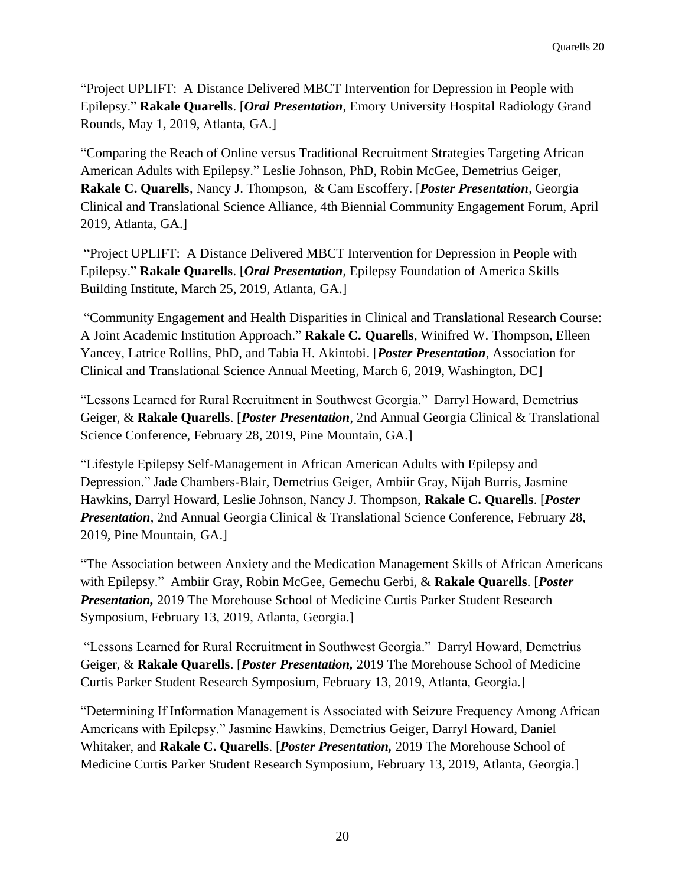"Project UPLIFT: A Distance Delivered MBCT Intervention for Depression in People with Epilepsy." **Rakale Quarells**. [***Oral Presentation***, Emory University Hospital Radiology Grand Rounds, May 1, 2019, Atlanta, GA.]

"Comparing the Reach of Online versus Traditional Recruitment Strategies Targeting African American Adults with Epilepsy." Leslie Johnson, PhD, Robin McGee, Demetrius Geiger, **Rakale C. Quarells**, Nancy J. Thompson, & Cam Escoffery. [***Poster Presentation***, Georgia Clinical and Translational Science Alliance, 4th Biennial Community Engagement Forum, April 2019, Atlanta, GA.]

"Project UPLIFT: A Distance Delivered MBCT Intervention for Depression in People with Epilepsy." **Rakale Quarells**. [***Oral Presentation***, Epilepsy Foundation of America Skills Building Institute, March 25, 2019, Atlanta, GA.]

"Community Engagement and Health Disparities in Clinical and Translational Research Course: A Joint Academic Institution Approach." **Rakale C. Quarells**, Winifred W. Thompson, Elleen Yancey, Latrice Rollins, PhD, and Tabia H. Akintobi. [***Poster Presentation***, Association for Clinical and Translational Science Annual Meeting, March 6, 2019, Washington, DC]

"Lessons Learned for Rural Recruitment in Southwest Georgia." Darryl Howard, Demetrius Geiger, & **Rakale Quarells**. [***Poster Presentation***, 2nd Annual Georgia Clinical & Translational Science Conference, February 28, 2019, Pine Mountain, GA.]

"Lifestyle Epilepsy Self-Management in African American Adults with Epilepsy and Depression." Jade Chambers-Blair, Demetrius Geiger, Ambiir Gray, Nijah Burris, Jasmine Hawkins, Darryl Howard, Leslie Johnson, Nancy J. Thompson, **Rakale C. Quarells**. [***Poster Presentation***, 2nd Annual Georgia Clinical & Translational Science Conference, February 28, 2019, Pine Mountain, GA.]

"The Association between Anxiety and the Medication Management Skills of African Americans with Epilepsy." Ambiir Gray, Robin McGee, Gemechu Gerbi, & **Rakale Quarells**. [***Poster Presentation,*** 2019 The Morehouse School of Medicine Curtis Parker Student Research Symposium, February 13, 2019, Atlanta, Georgia.]

"Lessons Learned for Rural Recruitment in Southwest Georgia." Darryl Howard, Demetrius Geiger, & **Rakale Quarells**. [***Poster Presentation,*** 2019 The Morehouse School of Medicine Curtis Parker Student Research Symposium, February 13, 2019, Atlanta, Georgia.]

"Determining If Information Management is Associated with Seizure Frequency Among African Americans with Epilepsy." Jasmine Hawkins, Demetrius Geiger, Darryl Howard, Daniel Whitaker, and **Rakale C. Quarells**. [***Poster Presentation,*** 2019 The Morehouse School of Medicine Curtis Parker Student Research Symposium, February 13, 2019, Atlanta, Georgia.]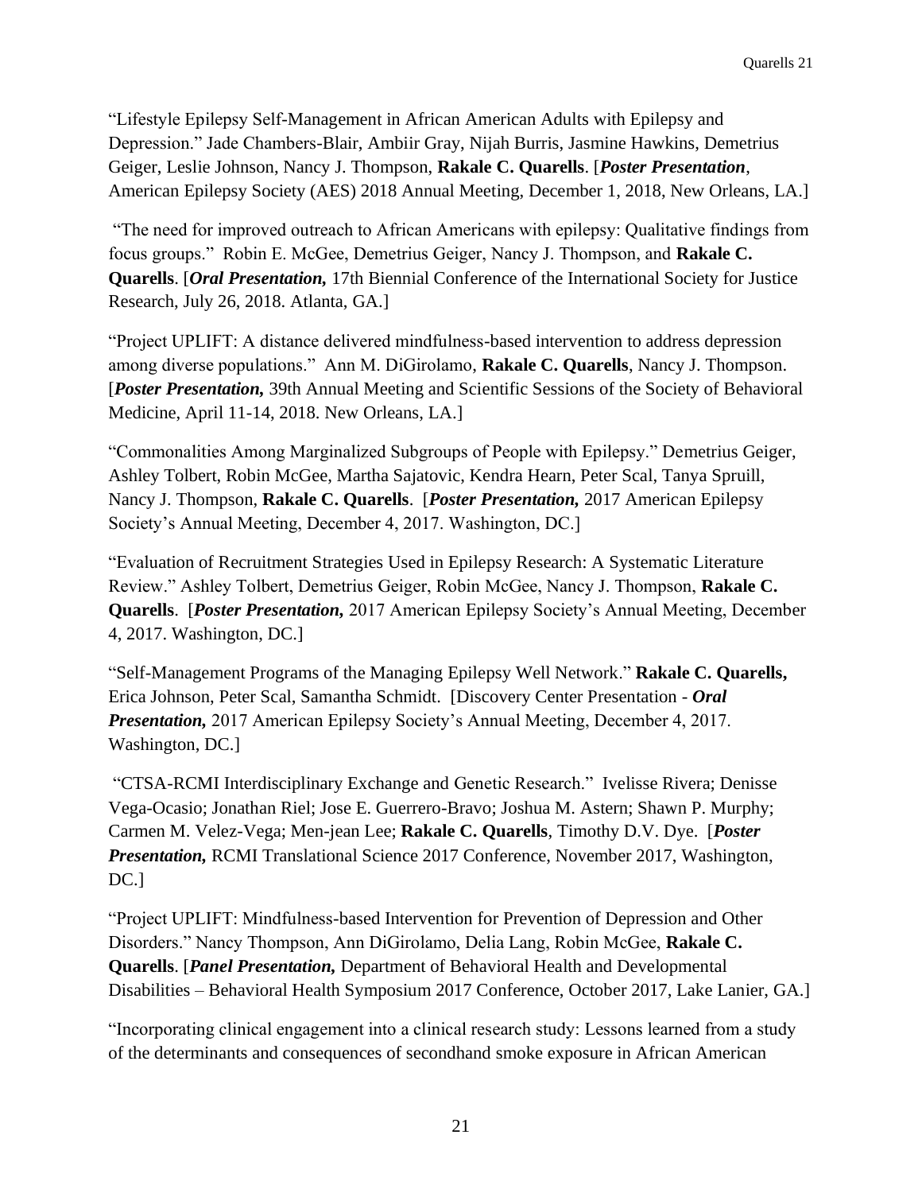"Lifestyle Epilepsy Self-Management in African American Adults with Epilepsy and Depression." Jade Chambers-Blair, Ambiir Gray, Nijah Burris, Jasmine Hawkins, Demetrius Geiger, Leslie Johnson, Nancy J. Thompson, **Rakale C. Quarells**. [***Poster Presentation***, American Epilepsy Society (AES) 2018 Annual Meeting, December 1, 2018, New Orleans, LA.]

"The need for improved outreach to African Americans with epilepsy: Qualitative findings from focus groups." Robin E. McGee, Demetrius Geiger, Nancy J. Thompson, and **Rakale C. Quarells**. [***Oral Presentation,*** 17th Biennial Conference of the International Society for Justice Research, July 26, 2018. Atlanta, GA.]

"Project UPLIFT: A distance delivered mindfulness-based intervention to address depression among diverse populations." Ann M. DiGirolamo, **Rakale C. Quarells**, Nancy J. Thompson. [***Poster Presentation,*** 39th Annual Meeting and Scientific Sessions of the Society of Behavioral Medicine, April 11-14, 2018. New Orleans, LA.]

"Commonalities Among Marginalized Subgroups of People with Epilepsy." Demetrius Geiger, Ashley Tolbert, Robin McGee, Martha Sajatovic, Kendra Hearn, Peter Scal, Tanya Spruill, Nancy J. Thompson, **Rakale C. Quarells**. [***Poster Presentation,*** 2017 American Epilepsy Society's Annual Meeting, December 4, 2017. Washington, DC.]

"Evaluation of Recruitment Strategies Used in Epilepsy Research: A Systematic Literature Review." Ashley Tolbert, Demetrius Geiger, Robin McGee, Nancy J. Thompson, **Rakale C. Quarells**. [***Poster Presentation,*** 2017 American Epilepsy Society's Annual Meeting, December 4, 2017. Washington, DC.]

"Self-Management Programs of the Managing Epilepsy Well Network." **Rakale C. Quarells,** Erica Johnson, Peter Scal, Samantha Schmidt. [Discovery Center Presentation - ***Oral Presentation,*** 2017 American Epilepsy Society's Annual Meeting, December 4, 2017. Washington, DC.]

"CTSA-RCMI Interdisciplinary Exchange and Genetic Research." Ivelisse Rivera; Denisse Vega-Ocasio; Jonathan Riel; Jose E. Guerrero-Bravo; Joshua M. Astern; Shawn P. Murphy; Carmen M. Velez-Vega; Men-jean Lee; **Rakale C. Quarells**, Timothy D.V. Dye. [***Poster Presentation,*** RCMI Translational Science 2017 Conference, November 2017, Washington, DC.]

"Project UPLIFT: Mindfulness-based Intervention for Prevention of Depression and Other Disorders." Nancy Thompson, Ann DiGirolamo, Delia Lang, Robin McGee, **Rakale C. Quarells**. [***Panel Presentation,*** Department of Behavioral Health and Developmental Disabilities – Behavioral Health Symposium 2017 Conference, October 2017, Lake Lanier, GA.]

"Incorporating clinical engagement into a clinical research study: Lessons learned from a study of the determinants and consequences of secondhand smoke exposure in African American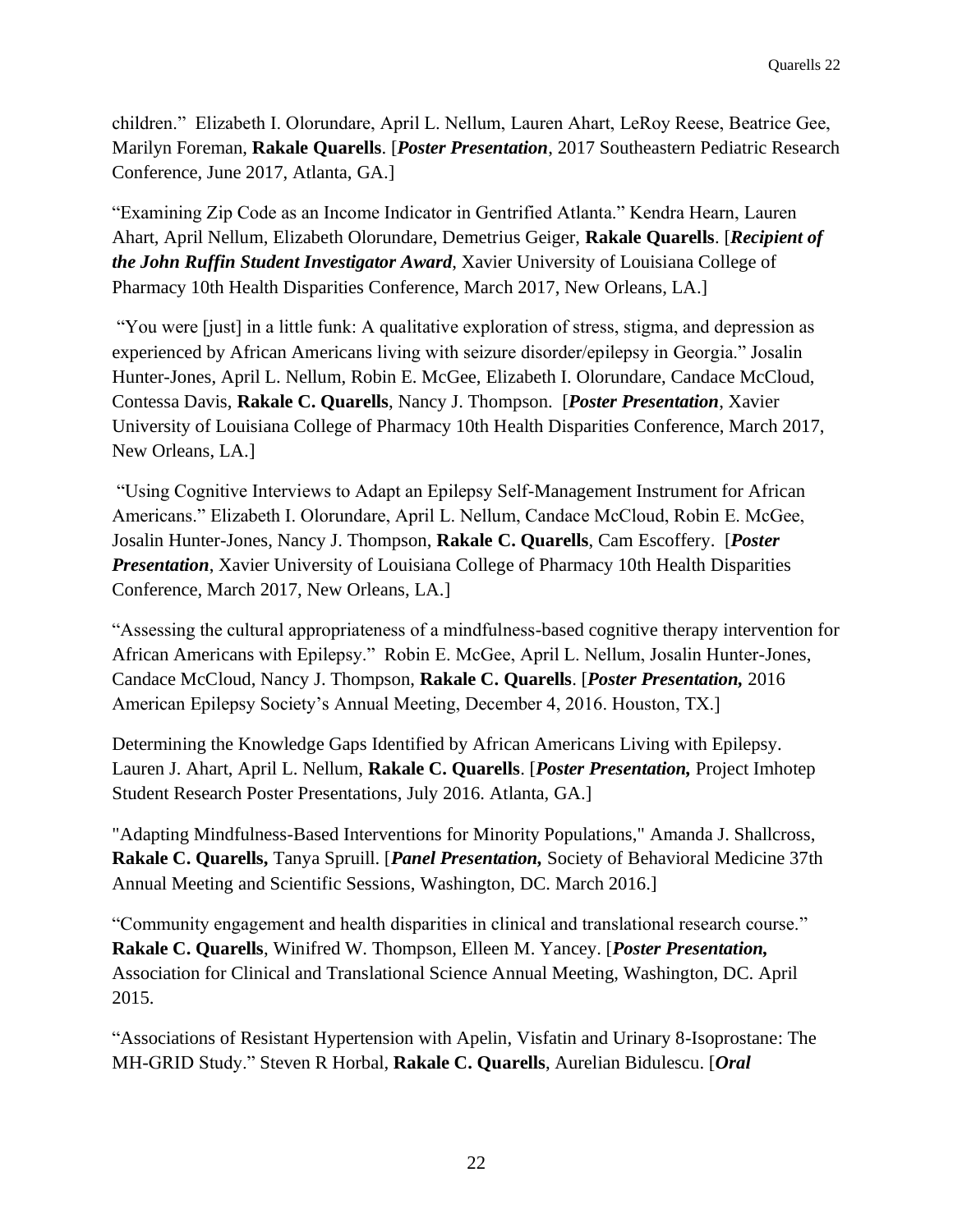children." Elizabeth I. Olorundare, April L. Nellum, Lauren Ahart, LeRoy Reese, Beatrice Gee, Marilyn Foreman, **Rakale Quarells**. [***Poster Presentation***, 2017 Southeastern Pediatric Research Conference, June 2017, Atlanta, GA.]

"Examining Zip Code as an Income Indicator in Gentrified Atlanta." Kendra Hearn, Lauren Ahart, April Nellum, Elizabeth Olorundare, Demetrius Geiger, **Rakale Quarells**. [***Recipient of the John Ruffin Student Investigator Award***, Xavier University of Louisiana College of Pharmacy 10th Health Disparities Conference, March 2017, New Orleans, LA.]

"You were [just] in a little funk: A qualitative exploration of stress, stigma, and depression as experienced by African Americans living with seizure disorder/epilepsy in Georgia." Josalin Hunter-Jones, April L. Nellum, Robin E. McGee, Elizabeth I. Olorundare, Candace McCloud, Contessa Davis, **Rakale C. Quarells**, Nancy J. Thompson. [***Poster Presentation***, Xavier University of Louisiana College of Pharmacy 10th Health Disparities Conference, March 2017, New Orleans, LA.]

"Using Cognitive Interviews to Adapt an Epilepsy Self-Management Instrument for African Americans." Elizabeth I. Olorundare, April L. Nellum, Candace McCloud, Robin E. McGee, Josalin Hunter-Jones, Nancy J. Thompson, **Rakale C. Quarells**, Cam Escoffery. [***Poster Presentation***, Xavier University of Louisiana College of Pharmacy 10th Health Disparities Conference, March 2017, New Orleans, LA.]

"Assessing the cultural appropriateness of a mindfulness-based cognitive therapy intervention for African Americans with Epilepsy." Robin E. McGee, April L. Nellum, Josalin Hunter-Jones, Candace McCloud, Nancy J. Thompson, **Rakale C. Quarells**. [***Poster Presentation,*** 2016 American Epilepsy Society's Annual Meeting, December 4, 2016. Houston, TX.]

Determining the Knowledge Gaps Identified by African Americans Living with Epilepsy. Lauren J. Ahart, April L. Nellum, **Rakale C. Quarells**. [***Poster Presentation,*** Project Imhotep Student Research Poster Presentations, July 2016. Atlanta, GA.]

"Adapting Mindfulness-Based Interventions for Minority Populations," Amanda J. Shallcross, **Rakale C. Quarells,** Tanya Spruill. [***Panel Presentation,*** Society of Behavioral Medicine 37th Annual Meeting and Scientific Sessions, Washington, DC. March 2016.]

"Community engagement and health disparities in clinical and translational research course." **Rakale C. Quarells**, Winifred W. Thompson, Elleen M. Yancey. [***Poster Presentation,*** Association for Clinical and Translational Science Annual Meeting, Washington, DC. April 2015.

"Associations of Resistant Hypertension with Apelin, Visfatin and Urinary 8-Isoprostane: The MH-GRID Study." Steven R Horbal, **Rakale C. Quarells**, Aurelian Bidulescu. [***Oral***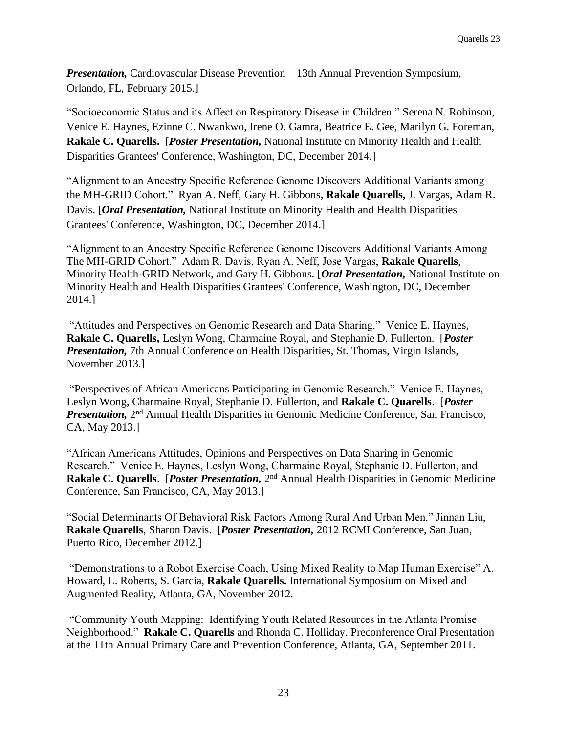***Presentation,*** Cardiovascular Disease Prevention – 13th Annual Prevention Symposium, Orlando, FL, February 2015.]

"Socioeconomic Status and its Affect on Respiratory Disease in Children." Serena N. Robinson, Venice E. Haynes, Ezinne C. Nwankwo, Irene O. Gamra, Beatrice E. Gee, Marilyn G. Foreman, **Rakale C. Quarells.** [***Poster Presentation,*** National Institute on Minority Health and Health Disparities Grantees' Conference, Washington, DC, December 2014.]

"Alignment to an Ancestry Specific Reference Genome Discovers Additional Variants among the MH-GRID Cohort." Ryan A. Neff, Gary H. Gibbons, **Rakale Quarells,** J. Vargas, Adam R. Davis. [***Oral Presentation,*** National Institute on Minority Health and Health Disparities Grantees' Conference, Washington, DC, December 2014.]

"Alignment to an Ancestry Specific Reference Genome Discovers Additional Variants Among The MH-GRID Cohort." Adam R. Davis, Ryan A. Neff, Jose Vargas, **Rakale Quarells**, Minority Health-GRID Network, and Gary H. Gibbons. [***Oral Presentation,*** National Institute on Minority Health and Health Disparities Grantees' Conference, Washington, DC, December 2014.]

"Attitudes and Perspectives on Genomic Research and Data Sharing." Venice E. Haynes, **Rakale C. Quarells,** Leslyn Wong, Charmaine Royal, and Stephanie D. Fullerton. [***Poster Presentation,*** 7th Annual Conference on Health Disparities, St. Thomas, Virgin Islands, November 2013.]

"Perspectives of African Americans Participating in Genomic Research." Venice E. Haynes, Leslyn Wong, Charmaine Royal, Stephanie D. Fullerton, and **Rakale C. Quarells**. [***Poster Presentation,*** 2nd Annual Health Disparities in Genomic Medicine Conference, San Francisco, CA, May 2013.]

"African Americans Attitudes, Opinions and Perspectives on Data Sharing in Genomic Research." Venice E. Haynes, Leslyn Wong, Charmaine Royal, Stephanie D. Fullerton, and **Rakale C. Quarells**. [***Poster Presentation,*** 2nd Annual Health Disparities in Genomic Medicine Conference, San Francisco, CA, May 2013.]

"Social Determinants Of Behavioral Risk Factors Among Rural And Urban Men." Jinnan Liu, **Rakale Quarells**, Sharon Davis. [***Poster Presentation,*** 2012 RCMI Conference, San Juan, Puerto Rico, December 2012.]

"Demonstrations to a Robot Exercise Coach, Using Mixed Reality to Map Human Exercise" A. Howard, L. Roberts, S. Garcia, **Rakale Quarells.** International Symposium on Mixed and Augmented Reality, Atlanta, GA, November 2012.

"Community Youth Mapping: Identifying Youth Related Resources in the Atlanta Promise Neighborhood." **Rakale C. Quarells** and Rhonda C. Holliday. Preconference Oral Presentation at the 11th Annual Primary Care and Prevention Conference, Atlanta, GA, September 2011.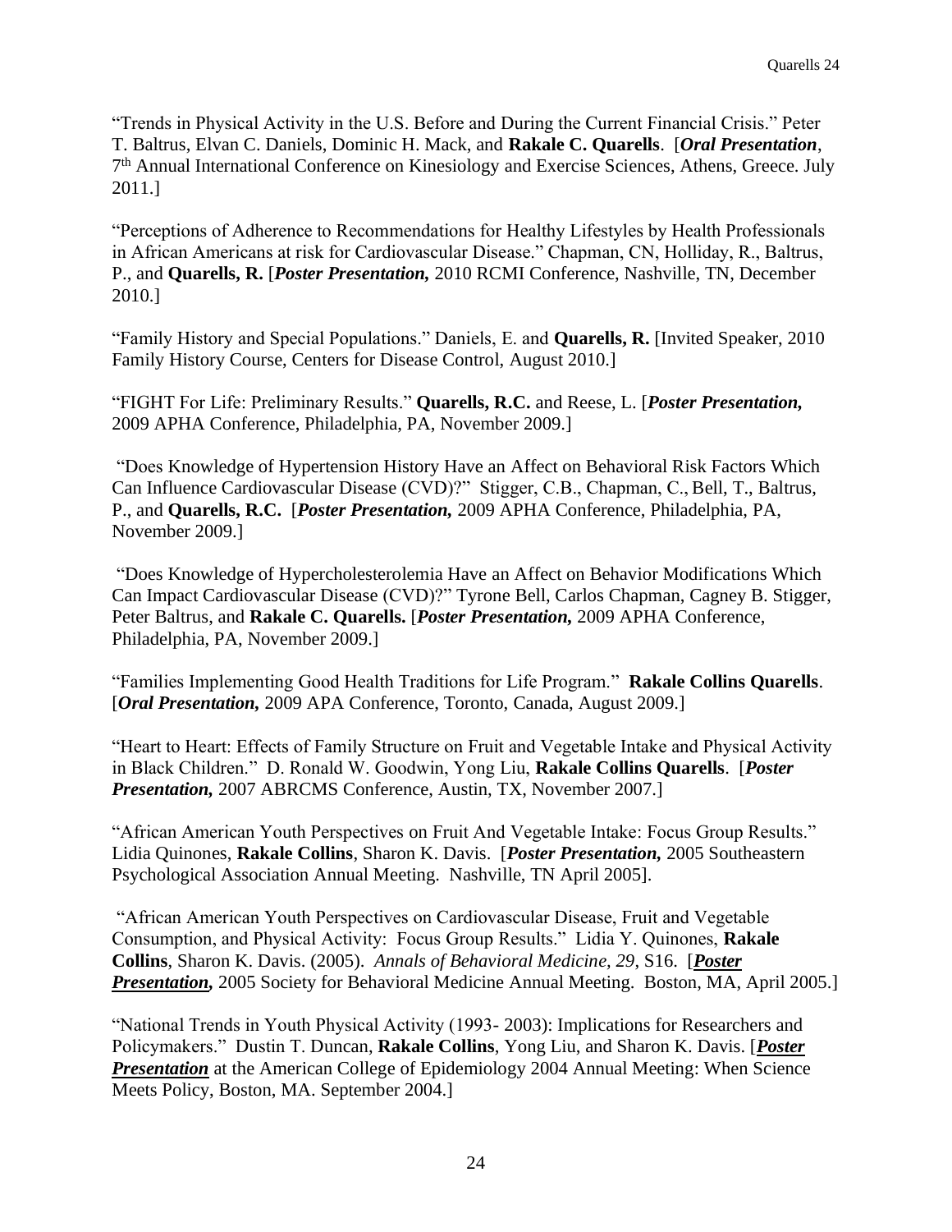"Trends in Physical Activity in the U.S. Before and During the Current Financial Crisis." Peter T. Baltrus, Elvan C. Daniels, Dominic H. Mack, and **Rakale C. Quarells**. [***Oral Presentation***, 7th Annual International Conference on Kinesiology and Exercise Sciences, Athens, Greece. July 2011.]

"Perceptions of Adherence to Recommendations for Healthy Lifestyles by Health Professionals in African Americans at risk for Cardiovascular Disease." Chapman, CN, Holliday, R., Baltrus, P., and **Quarells, R.** [***Poster Presentation,*** 2010 RCMI Conference, Nashville, TN, December 2010.]

"Family History and Special Populations." Daniels, E. and **Quarells, R.** [Invited Speaker, 2010 Family History Course, Centers for Disease Control, August 2010.]

"FIGHT For Life: Preliminary Results." **Quarells, R.C.** and Reese, L. [***Poster Presentation,*** 2009 APHA Conference, Philadelphia, PA, November 2009.]

"Does Knowledge of Hypertension History Have an Affect on Behavioral Risk Factors Which Can Influence Cardiovascular Disease (CVD)?" Stigger, C.B., Chapman, C., Bell, T., Baltrus, P., and **Quarells, R.C.** [***Poster Presentation,*** 2009 APHA Conference, Philadelphia, PA, November 2009.]

"Does Knowledge of Hypercholesterolemia Have an Affect on Behavior Modifications Which Can Impact Cardiovascular Disease (CVD)?" Tyrone Bell, Carlos Chapman, Cagney B. Stigger, Peter Baltrus, and **Rakale C. Quarells.** [***Poster Presentation,*** 2009 APHA Conference, Philadelphia, PA, November 2009.]

"Families Implementing Good Health Traditions for Life Program." **Rakale Collins Quarells**. [***Oral Presentation,*** 2009 APA Conference, Toronto, Canada, August 2009.]

"Heart to Heart: Effects of Family Structure on Fruit and Vegetable Intake and Physical Activity in Black Children." D. Ronald W. Goodwin, Yong Liu, **Rakale Collins Quarells**. [***Poster Presentation,*** 2007 ABRCMS Conference, Austin, TX, November 2007.]

"African American Youth Perspectives on Fruit And Vegetable Intake: Focus Group Results." Lidia Quinones, **Rakale Collins**, Sharon K. Davis. [***Poster Presentation,*** 2005 Southeastern Psychological Association Annual Meeting. Nashville, TN April 2005].

"African American Youth Perspectives on Cardiovascular Disease, Fruit and Vegetable Consumption, and Physical Activity: Focus Group Results." Lidia Y. Quinones, **Rakale Collins**, Sharon K. Davis. (2005). *Annals of Behavioral Medicine, 29*, S16. [***Poster Presentation,*** 2005 Society for Behavioral Medicine Annual Meeting. Boston, MA, April 2005.]

"National Trends in Youth Physical Activity (1993- 2003): Implications for Researchers and Policymakers." Dustin T. Duncan, **Rakale Collins**, Yong Liu, and Sharon K. Davis. [***Poster Presentation*** at the American College of Epidemiology 2004 Annual Meeting: When Science Meets Policy, Boston, MA. September 2004.]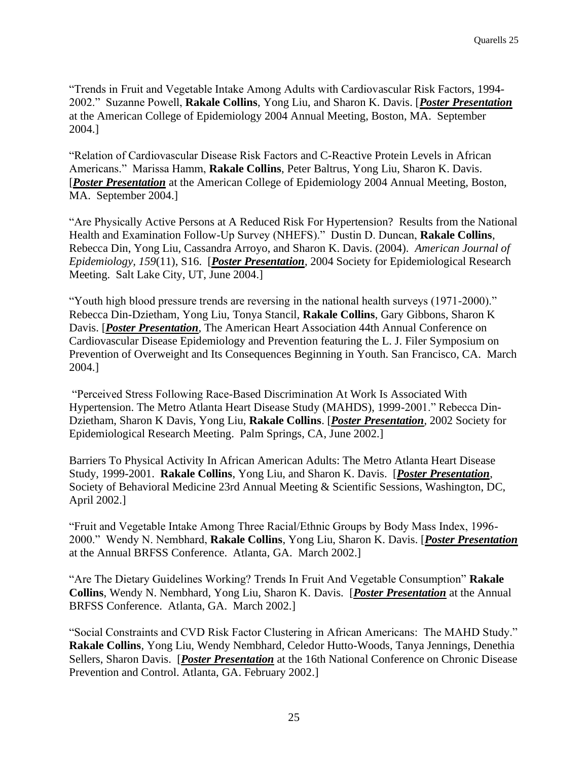"Trends in Fruit and Vegetable Intake Among Adults with Cardiovascular Risk Factors, 1994-2002." Suzanne Powell, **Rakale Collins**, Yong Liu, and Sharon K. Davis. [***Poster Presentation*** at the American College of Epidemiology 2004 Annual Meeting, Boston, MA. September 2004.]

"Relation of Cardiovascular Disease Risk Factors and C-Reactive Protein Levels in African Americans." Marissa Hamm, **Rakale Collins**, Peter Baltrus, Yong Liu, Sharon K. Davis. [***Poster Presentation*** at the American College of Epidemiology 2004 Annual Meeting, Boston, MA. September 2004.]

"Are Physically Active Persons at A Reduced Risk For Hypertension? Results from the National Health and Examination Follow-Up Survey (NHEFS)." Dustin D. Duncan, **Rakale Collins**, Rebecca Din, Yong Liu, Cassandra Arroyo, and Sharon K. Davis. (2004). *American Journal of Epidemiology, 159*(11), S16. [***Poster Presentation***, 2004 Society for Epidemiological Research Meeting. Salt Lake City, UT, June 2004.]

"Youth high blood pressure trends are reversing in the national health surveys (1971-2000)." Rebecca Din-Dzietham, Yong Liu, Tonya Stancil, **Rakale Collins**, Gary Gibbons, Sharon K Davis. [***Poster Presentation***, The American Heart Association 44th Annual Conference on Cardiovascular Disease Epidemiology and Prevention featuring the L. J. Filer Symposium on Prevention of Overweight and Its Consequences Beginning in Youth. San Francisco, CA. March 2004.]

"Perceived Stress Following Race-Based Discrimination At Work Is Associated With Hypertension. The Metro Atlanta Heart Disease Study (MAHDS), 1999-2001." Rebecca Din-Dzietham, Sharon K Davis, Yong Liu, **Rakale Collins**. [***Poster Presentation***, 2002 Society for Epidemiological Research Meeting. Palm Springs, CA, June 2002.]

Barriers To Physical Activity In African American Adults: The Metro Atlanta Heart Disease Study, 1999-2001. **Rakale Collins**, Yong Liu, and Sharon K. Davis. [***Poster Presentation***, Society of Behavioral Medicine 23rd Annual Meeting & Scientific Sessions, Washington, DC, April 2002.]

"Fruit and Vegetable Intake Among Three Racial/Ethnic Groups by Body Mass Index, 1996-2000." Wendy N. Nembhard, **Rakale Collins**, Yong Liu, Sharon K. Davis. [***Poster Presentation*** at the Annual BRFSS Conference. Atlanta, GA. March 2002.]

"Are The Dietary Guidelines Working? Trends In Fruit And Vegetable Consumption" **Rakale Collins**, Wendy N. Nembhard, Yong Liu, Sharon K. Davis. [***Poster Presentation*** at the Annual BRFSS Conference. Atlanta, GA. March 2002.]

"Social Constraints and CVD Risk Factor Clustering in African Americans: The MAHD Study." **Rakale Collins**, Yong Liu, Wendy Nembhard, Celedor Hutto-Woods, Tanya Jennings, Denethia Sellers, Sharon Davis. [***Poster Presentation*** at the 16th National Conference on Chronic Disease Prevention and Control. Atlanta, GA. February 2002.]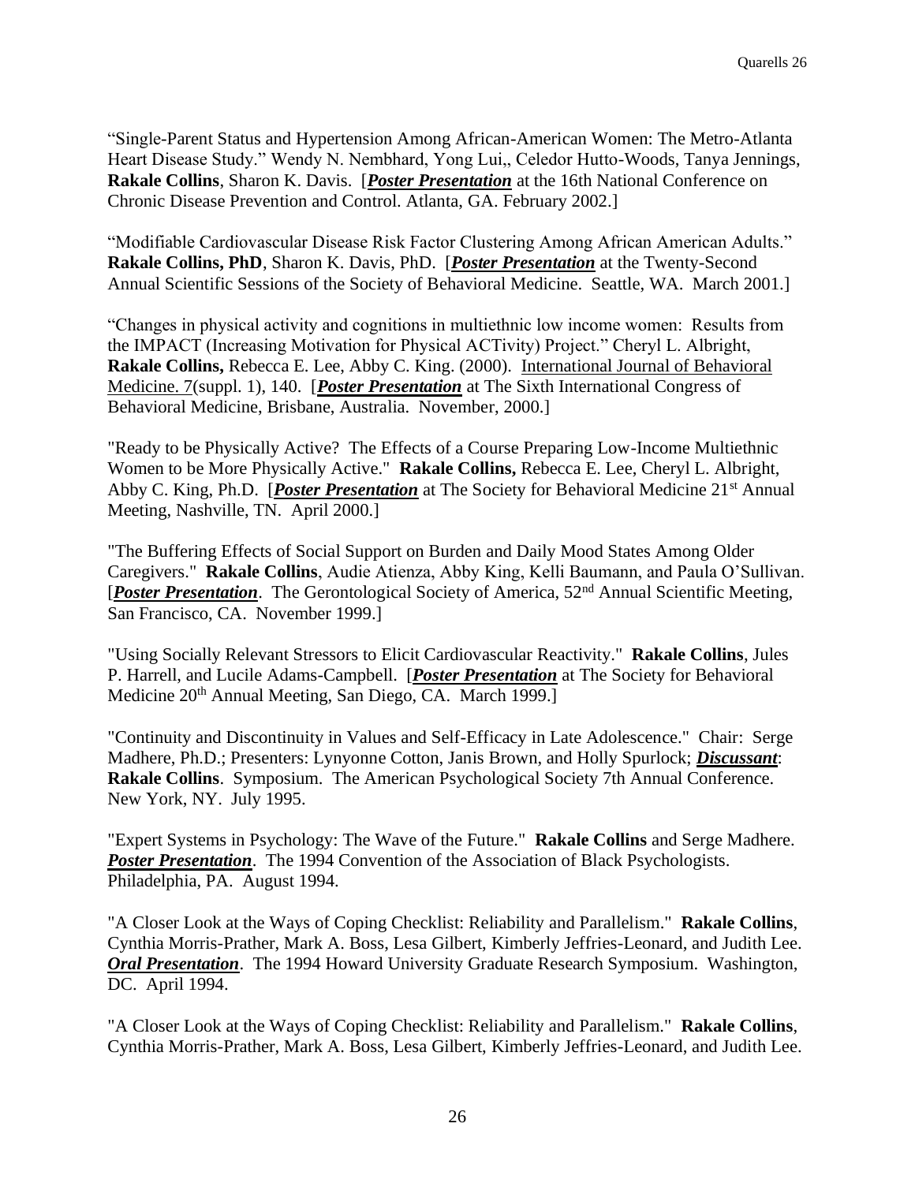"Single-Parent Status and Hypertension Among African-American Women: The Metro-Atlanta Heart Disease Study." Wendy N. Nembhard, Yong Lui,, Celedor Hutto-Woods, Tanya Jennings, **Rakale Collins**, Sharon K. Davis. [***Poster Presentation*** at the 16th National Conference on Chronic Disease Prevention and Control. Atlanta, GA. February 2002.]

"Modifiable Cardiovascular Disease Risk Factor Clustering Among African American Adults." **Rakale Collins, PhD**, Sharon K. Davis, PhD. [***Poster Presentation*** at the Twenty-Second Annual Scientific Sessions of the Society of Behavioral Medicine. Seattle, WA. March 2001.]

"Changes in physical activity and cognitions in multiethnic low income women: Results from the IMPACT (Increasing Motivation for Physical ACTivity) Project." Cheryl L. Albright, **Rakale Collins,** Rebecca E. Lee, Abby C. King. (2000). International Journal of Behavioral Medicine. 7(suppl. 1), 140. [***Poster Presentation*** at The Sixth International Congress of Behavioral Medicine, Brisbane, Australia. November, 2000.]

"Ready to be Physically Active? The Effects of a Course Preparing Low-Income Multiethnic Women to be More Physically Active." **Rakale Collins,** Rebecca E. Lee, Cheryl L. Albright, Abby C. King, Ph.D. [***Poster Presentation*** at The Society for Behavioral Medicine 21st Annual Meeting, Nashville, TN. April 2000.]

"The Buffering Effects of Social Support on Burden and Daily Mood States Among Older Caregivers." **Rakale Collins**, Audie Atienza, Abby King, Kelli Baumann, and Paula O'Sullivan. [***Poster Presentation***. The Gerontological Society of America, 52nd Annual Scientific Meeting, San Francisco, CA. November 1999.]

"Using Socially Relevant Stressors to Elicit Cardiovascular Reactivity." **Rakale Collins**, Jules P. Harrell, and Lucile Adams-Campbell. [***Poster Presentation*** at The Society for Behavioral Medicine 20th Annual Meeting, San Diego, CA. March 1999.]

"Continuity and Discontinuity in Values and Self-Efficacy in Late Adolescence." Chair: Serge Madhere, Ph.D.; Presenters: Lynyonne Cotton, Janis Brown, and Holly Spurlock; ***Discussant***: **Rakale Collins**. Symposium. The American Psychological Society 7th Annual Conference. New York, NY. July 1995.

"Expert Systems in Psychology: The Wave of the Future." **Rakale Collins** and Serge Madhere. ***Poster Presentation***. The 1994 Convention of the Association of Black Psychologists. Philadelphia, PA. August 1994.

"A Closer Look at the Ways of Coping Checklist: Reliability and Parallelism." **Rakale Collins**, Cynthia Morris-Prather, Mark A. Boss, Lesa Gilbert, Kimberly Jeffries-Leonard, and Judith Lee. ***Oral Presentation***. The 1994 Howard University Graduate Research Symposium. Washington, DC. April 1994.

"A Closer Look at the Ways of Coping Checklist: Reliability and Parallelism." **Rakale Collins**, Cynthia Morris-Prather, Mark A. Boss, Lesa Gilbert, Kimberly Jeffries-Leonard, and Judith Lee.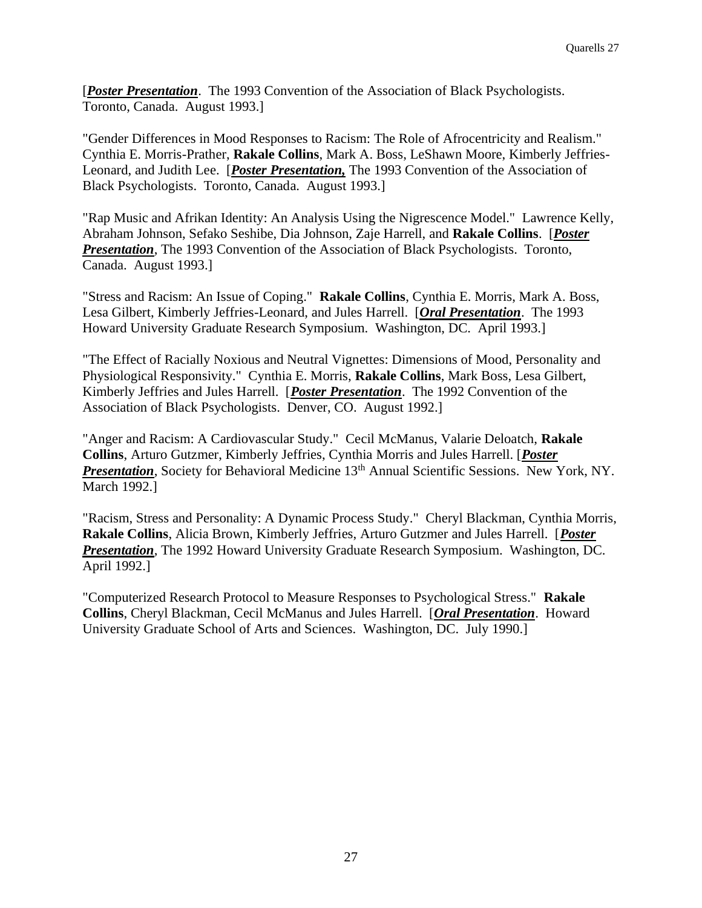[***Poster Presentation***. The 1993 Convention of the Association of Black Psychologists. Toronto, Canada. August 1993.]

"Gender Differences in Mood Responses to Racism: The Role of Afrocentricity and Realism." Cynthia E. Morris-Prather, **Rakale Collins**, Mark A. Boss, LeShawn Moore, Kimberly Jeffries-Leonard, and Judith Lee. [***Poster Presentation,*** The 1993 Convention of the Association of Black Psychologists. Toronto, Canada. August 1993.]

"Rap Music and Afrikan Identity: An Analysis Using the Nigrescence Model." Lawrence Kelly, Abraham Johnson, Sefako Seshibe, Dia Johnson, Zaje Harrell, and **Rakale Collins**. [***Poster Presentation***, The 1993 Convention of the Association of Black Psychologists. Toronto, Canada. August 1993.]

"Stress and Racism: An Issue of Coping." **Rakale Collins**, Cynthia E. Morris, Mark A. Boss, Lesa Gilbert, Kimberly Jeffries-Leonard, and Jules Harrell. [***Oral Presentation***. The 1993 Howard University Graduate Research Symposium. Washington, DC. April 1993.]

"The Effect of Racially Noxious and Neutral Vignettes: Dimensions of Mood, Personality and Physiological Responsivity." Cynthia E. Morris, **Rakale Collins**, Mark Boss, Lesa Gilbert, Kimberly Jeffries and Jules Harrell. [***Poster Presentation***. The 1992 Convention of the Association of Black Psychologists. Denver, CO. August 1992.]

"Anger and Racism: A Cardiovascular Study." Cecil McManus, Valarie Deloatch, **Rakale Collins**, Arturo Gutzmer, Kimberly Jeffries, Cynthia Morris and Jules Harrell. [***Poster Presentation***, Society for Behavioral Medicine 13th Annual Scientific Sessions. New York, NY. March 1992.]

"Racism, Stress and Personality: A Dynamic Process Study." Cheryl Blackman, Cynthia Morris, **Rakale Collins**, Alicia Brown, Kimberly Jeffries, Arturo Gutzmer and Jules Harrell. [***Poster Presentation***, The 1992 Howard University Graduate Research Symposium. Washington, DC. April 1992.]

"Computerized Research Protocol to Measure Responses to Psychological Stress." **Rakale Collins**, Cheryl Blackman, Cecil McManus and Jules Harrell. [***Oral Presentation***. Howard University Graduate School of Arts and Sciences. Washington, DC. July 1990.]